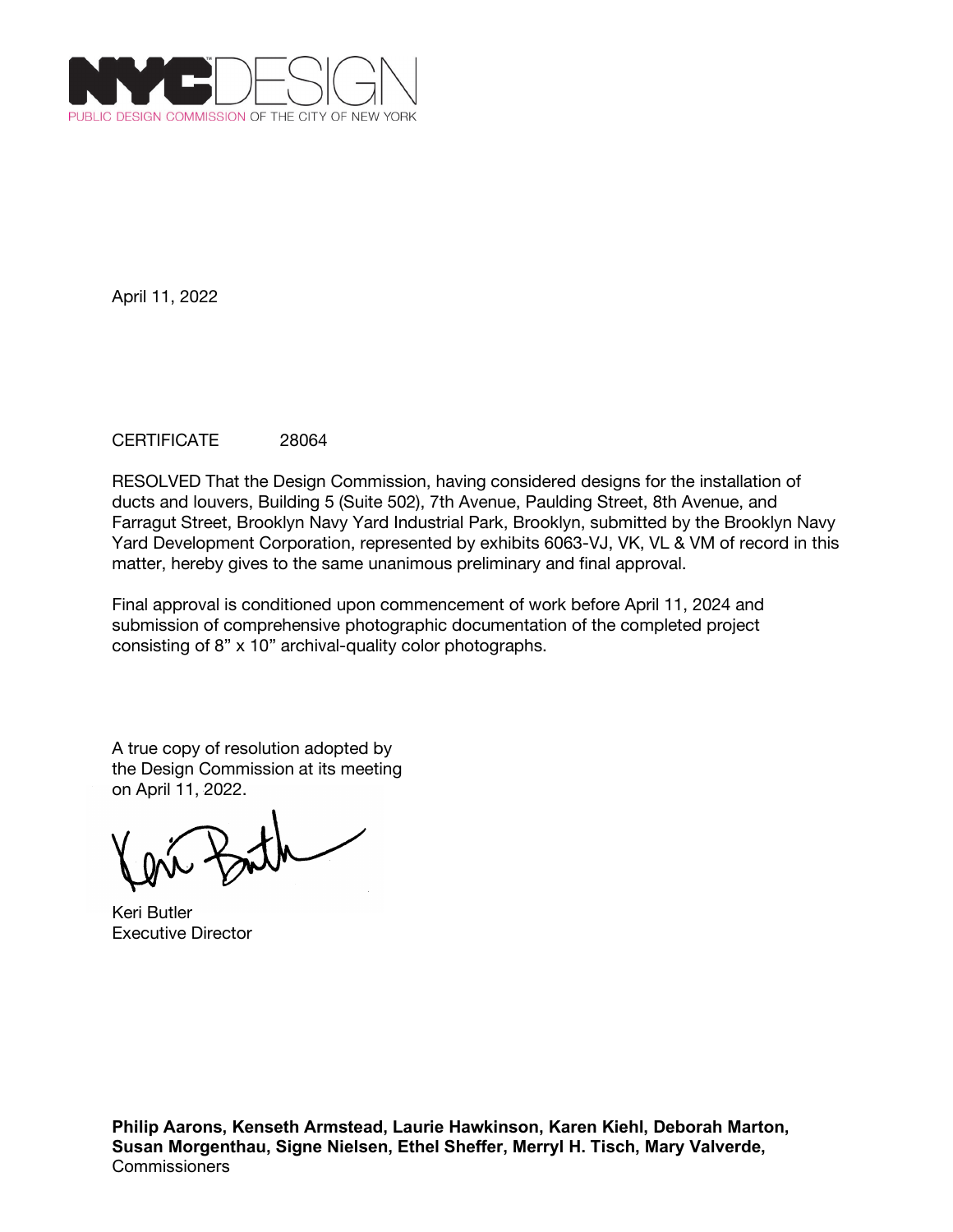NYCDESIGN
PUBLIC DESIGN COMMISSION OF THE CITY OF NEW YORK

April 11, 2022

CERTIFICATE 28064

RESOLVED That the Design Commission, having considered designs for the installation of ducts and louvers, Building 5 (Suite 502), 7th Avenue, Paulding Street, 8th Avenue, and Farragut Street, Brooklyn Navy Yard Industrial Park, Brooklyn, submitted by the Brooklyn Navy Yard Development Corporation, represented by exhibits 6063-VJ, VK, VL & VM of record in this matter, hereby gives to the same unanimous preliminary and final approval.

Final approval is conditioned upon commencement of work before April 11, 2024 and submission of comprehensive photographic documentation of the completed project consisting of 8” x 10” archival-quality color photographs.

A true copy of resolution adopted by the Design Commission at its meeting on April 11, 2022.

Keri Butler
Executive Director

**Philip Aarons, Kenseth Armstead, Laurie Hawkinson, Karen Kiehl, Deborah Marton, Susan Morgenthau, Signe Nielsen, Ethel Sheffer, Merryl H. Tisch, Mary Valverde,**
Commissioners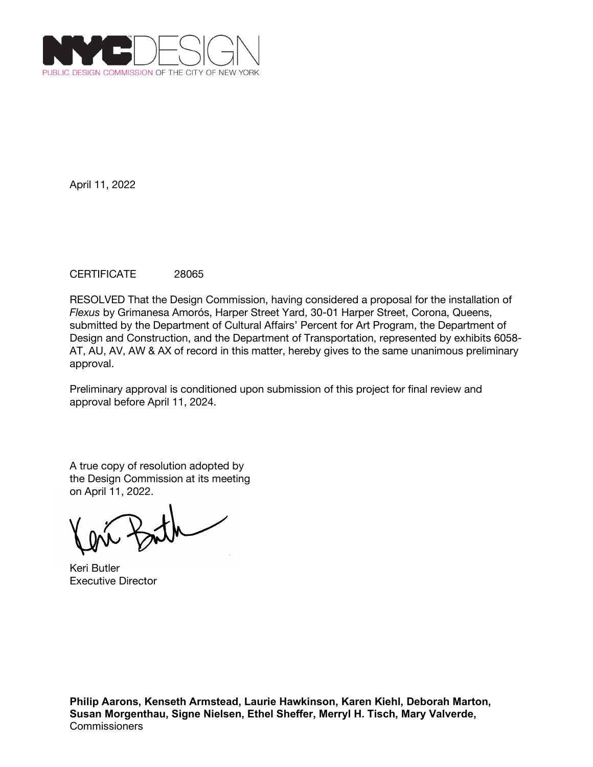PUBLIC DESIGN COMMISSION OF THE CITY OF NEW YORK

April 11, 2022

CERTIFICATE 28065

RESOLVED That the Design Commission, having considered a proposal for the installation of *Flexus* by Grimanesa Amorós, Harper Street Yard, 30-01 Harper Street, Corona, Queens, submitted by the Department of Cultural Affairs' Percent for Art Program, the Department of Design and Construction, and the Department of Transportation, represented by exhibits 6058-AT, AU, AV, AW & AX of record in this matter, hereby gives to the same unanimous preliminary approval.

Preliminary approval is conditioned upon submission of this project for final review and approval before April 11, 2024.

A true copy of resolution adopted by the Design Commission at its meeting on April 11, 2022.

Keri Butler
Executive Director

**Philip Aarons, Kenseth Armstead, Laurie Hawkinson, Karen Kiehl, Deborah Marton, Susan Morgenthau, Signe Nielsen, Ethel Sheffer, Merryl H. Tisch, Mary Valverde,**
Commissioners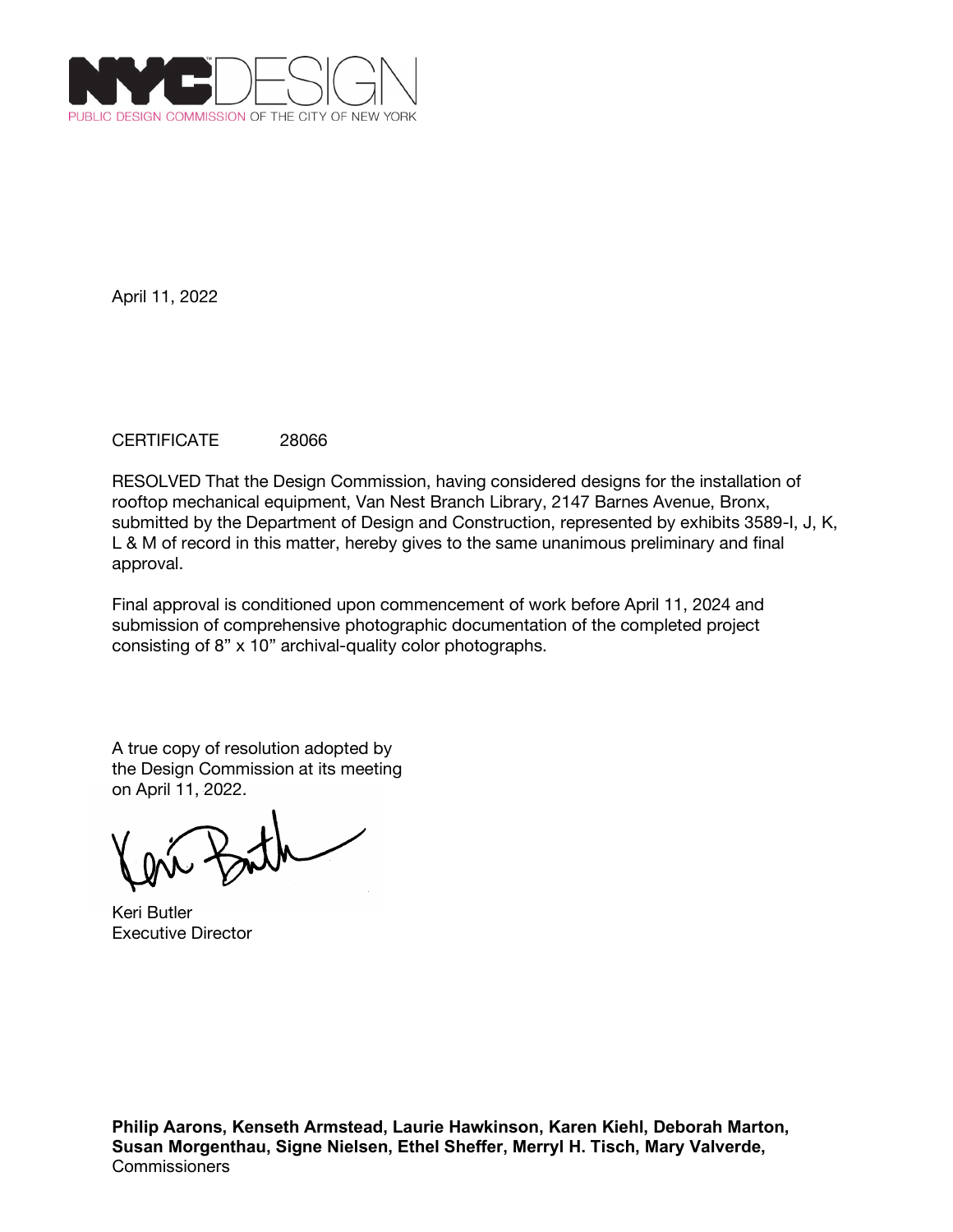NYCDESIGN
PUBLIC DESIGN COMMISSION OF THE CITY OF NEW YORK

April 11, 2022

CERTIFICATE 28066

RESOLVED That the Design Commission, having considered designs for the installation of rooftop mechanical equipment, Van Nest Branch Library, 2147 Barnes Avenue, Bronx, submitted by the Department of Design and Construction, represented by exhibits 3589-I, J, K, L & M of record in this matter, hereby gives to the same unanimous preliminary and final approval.

Final approval is conditioned upon commencement of work before April 11, 2024 and submission of comprehensive photographic documentation of the completed project consisting of 8" x 10" archival-quality color photographs.

A true copy of resolution adopted by the Design Commission at its meeting on April 11, 2022.

Keri Butler
Executive Director

**Philip Aarons, Kenseth Armstead, Laurie Hawkinson, Karen Kiehl, Deborah Marton, Susan Morgenthau, Signe Nielsen, Ethel Sheffer, Merryl H. Tisch, Mary Valverde,**
Commissioners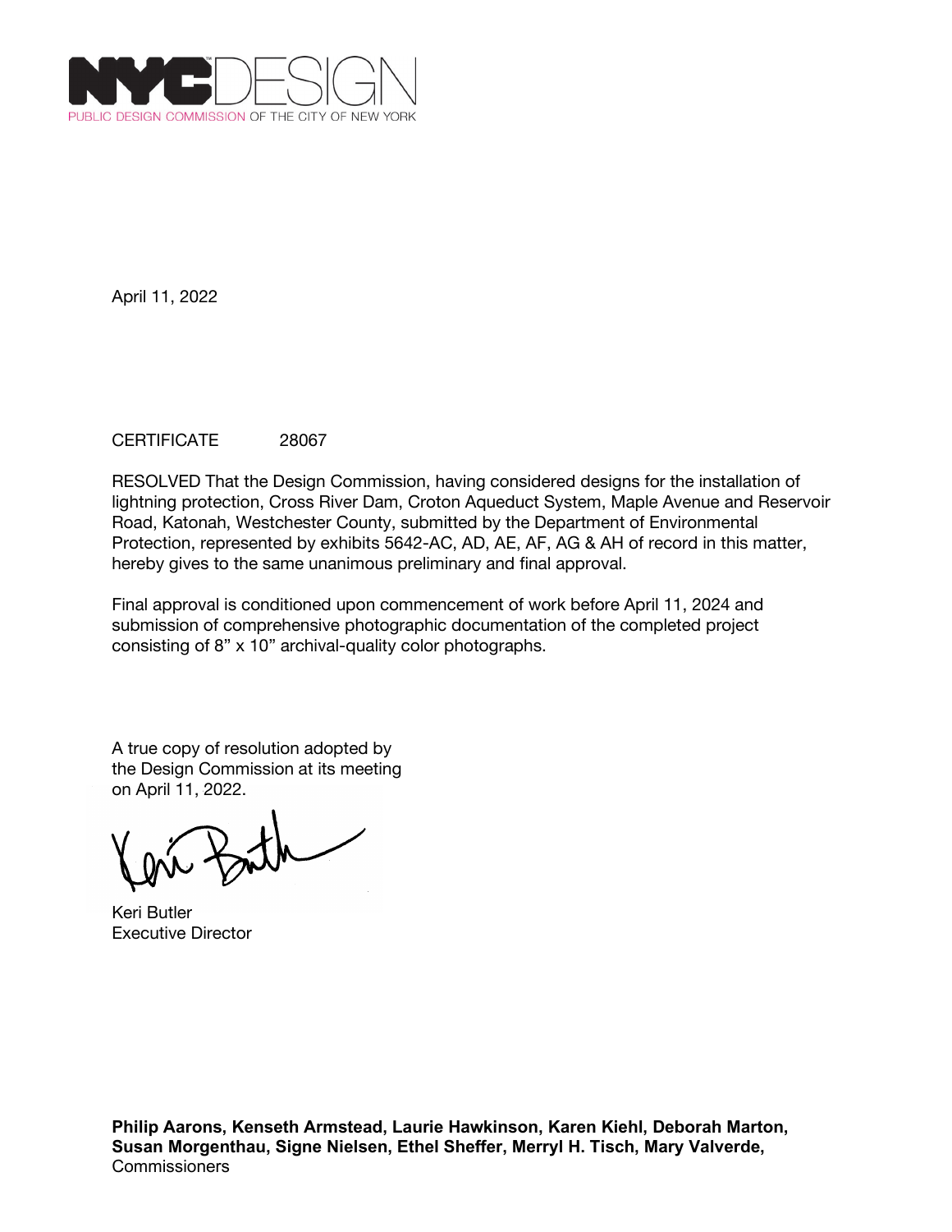NYC DESIGN
PUBLIC DESIGN COMMISSION OF THE CITY OF NEW YORK

April 11, 2022

CERTIFICATE 28067

RESOLVED That the Design Commission, having considered designs for the installation of lightning protection, Cross River Dam, Croton Aqueduct System, Maple Avenue and Reservoir Road, Katonah, Westchester County, submitted by the Department of Environmental Protection, represented by exhibits 5642-AC, AD, AE, AF, AG & AH of record in this matter, hereby gives to the same unanimous preliminary and final approval.

Final approval is conditioned upon commencement of work before April 11, 2024 and submission of comprehensive photographic documentation of the completed project consisting of 8" x 10" archival-quality color photographs.

A true copy of resolution adopted by the Design Commission at its meeting on April 11, 2022.

Keri Butler
Executive Director

**Philip Aarons, Kenseth Armstead, Laurie Hawkinson, Karen Kiehl, Deborah Marton, Susan Morgenthau, Signe Nielsen, Ethel Sheffer, Merryl H. Tisch, Mary Valverde,**
Commissioners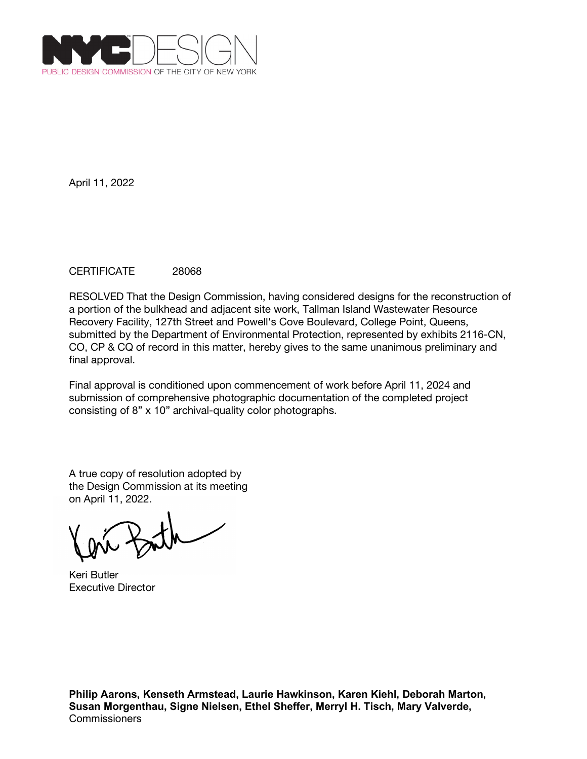NYC DESIGN
PUBLIC DESIGN COMMISSION OF THE CITY OF NEW YORK

April 11, 2022

CERTIFICATE 28068

RESOLVED That the Design Commission, having considered designs for the reconstruction of a portion of the bulkhead and adjacent site work, Tallman Island Wastewater Resource Recovery Facility, 127th Street and Powell's Cove Boulevard, College Point, Queens, submitted by the Department of Environmental Protection, represented by exhibits 2116-CN, CO, CP & CQ of record in this matter, hereby gives to the same unanimous preliminary and final approval.

Final approval is conditioned upon commencement of work before April 11, 2024 and submission of comprehensive photographic documentation of the completed project consisting of 8" x 10" archival-quality color photographs.

A true copy of resolution adopted by the Design Commission at its meeting on April 11, 2022.

Keri Butler
Executive Director

**Philip Aarons, Kenseth Armstead, Laurie Hawkinson, Karen Kiehl, Deborah Marton, Susan Morgenthau, Signe Nielsen, Ethel Sheffer, Merryl H. Tisch, Mary Valverde,**
Commissioners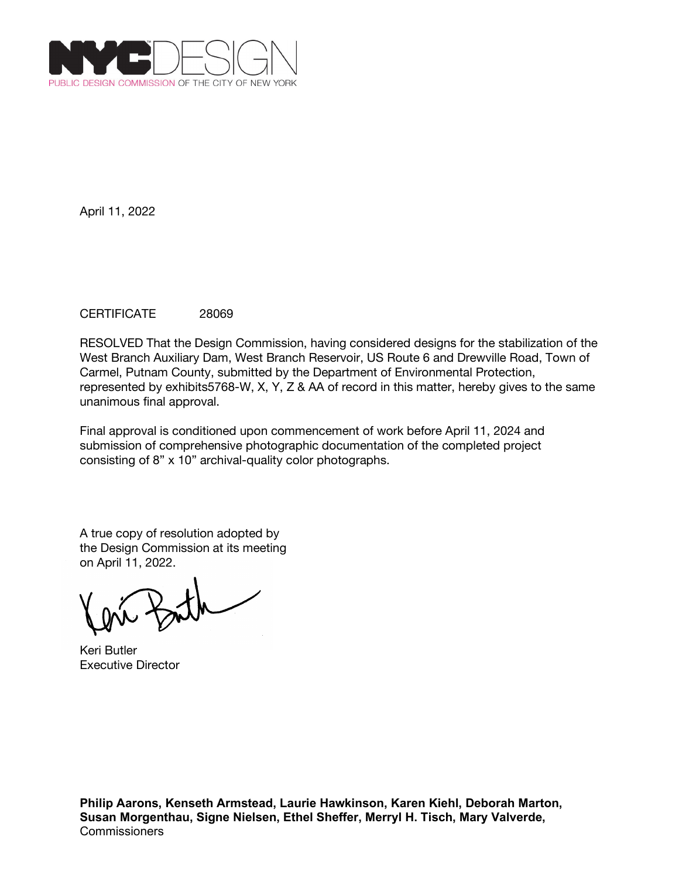NYCDESIGN
PUBLIC DESIGN COMMISSION OF THE CITY OF NEW YORK

April 11, 2022

CERTIFICATE 28069

RESOLVED That the Design Commission, having considered designs for the stabilization of the West Branch Auxiliary Dam, West Branch Reservoir, US Route 6 and Drewville Road, Town of Carmel, Putnam County, submitted by the Department of Environmental Protection, represented by exhibits5768-W, X, Y, Z & AA of record in this matter, hereby gives to the same unanimous final approval.

Final approval is conditioned upon commencement of work before April 11, 2024 and submission of comprehensive photographic documentation of the completed project consisting of 8" x 10" archival-quality color photographs.

A true copy of resolution adopted by the Design Commission at its meeting on April 11, 2022.

Keri Butler
Executive Director

**Philip Aarons, Kenseth Armstead, Laurie Hawkinson, Karen Kiehl, Deborah Marton, Susan Morgenthau, Signe Nielsen, Ethel Sheffer, Merryl H. Tisch, Mary Valverde,**
Commissioners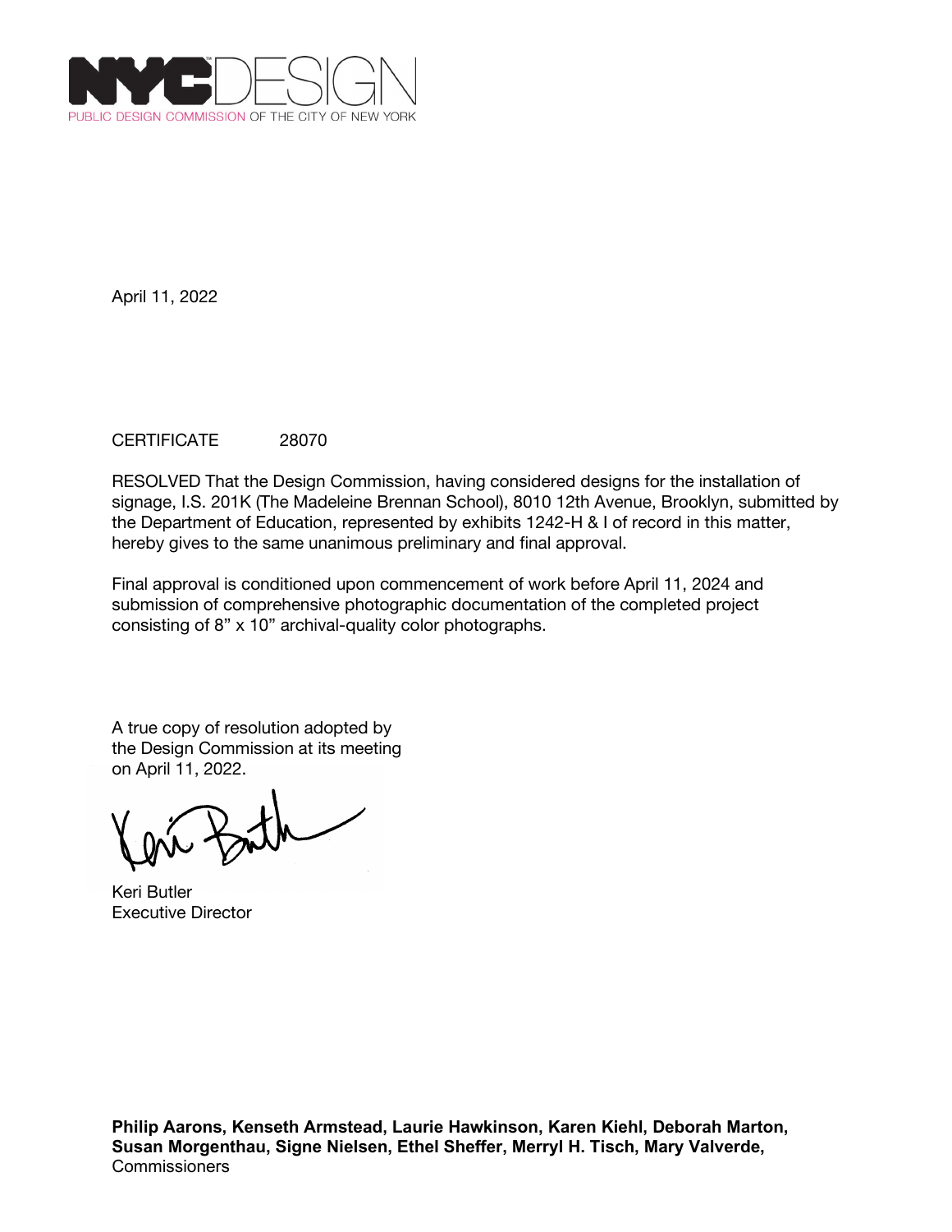NYCDESIGN
PUBLIC DESIGN COMMISSION OF THE CITY OF NEW YORK

April 11, 2022

CERTIFICATE 28070

RESOLVED That the Design Commission, having considered designs for the installation of signage, I.S. 201K (The Madeleine Brennan School), 8010 12th Avenue, Brooklyn, submitted by the Department of Education, represented by exhibits 1242-H & I of record in this matter, hereby gives to the same unanimous preliminary and final approval.

Final approval is conditioned upon commencement of work before April 11, 2024 and submission of comprehensive photographic documentation of the completed project consisting of 8" x 10" archival-quality color photographs.

A true copy of resolution adopted by the Design Commission at its meeting on April 11, 2022.

Keri Butler
Executive Director

**Philip Aarons, Kenseth Armstead, Laurie Hawkinson, Karen Kiehl, Deborah Marton, Susan Morgenthau, Signe Nielsen, Ethel Sheffer, Merryl H. Tisch, Mary Valverde,**
Commissioners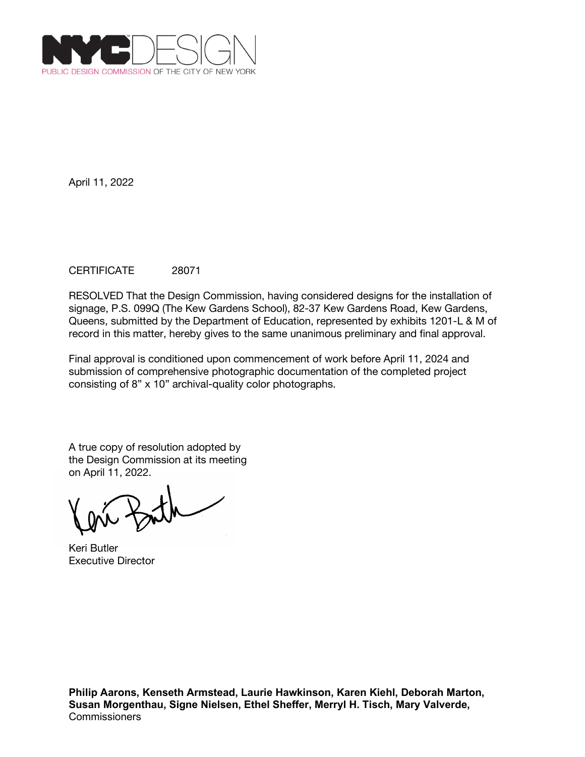NYC DESIGN
PUBLIC DESIGN COMMISSION OF THE CITY OF NEW YORK

April 11, 2022

CERTIFICATE 28071

RESOLVED That the Design Commission, having considered designs for the installation of signage, P.S. 099Q (The Kew Gardens School), 82-37 Kew Gardens Road, Kew Gardens, Queens, submitted by the Department of Education, represented by exhibits 1201-L & M of record in this matter, hereby gives to the same unanimous preliminary and final approval.

Final approval is conditioned upon commencement of work before April 11, 2024 and submission of comprehensive photographic documentation of the completed project consisting of 8” x 10” archival-quality color photographs.

A true copy of resolution adopted by the Design Commission at its meeting on April 11, 2022.

Keri Butler
Executive Director

**Philip Aarons, Kenseth Armstead, Laurie Hawkinson, Karen Kiehl, Deborah Marton, Susan Morgenthau, Signe Nielsen, Ethel Sheffer, Merryl H. Tisch, Mary Valverde,**
Commissioners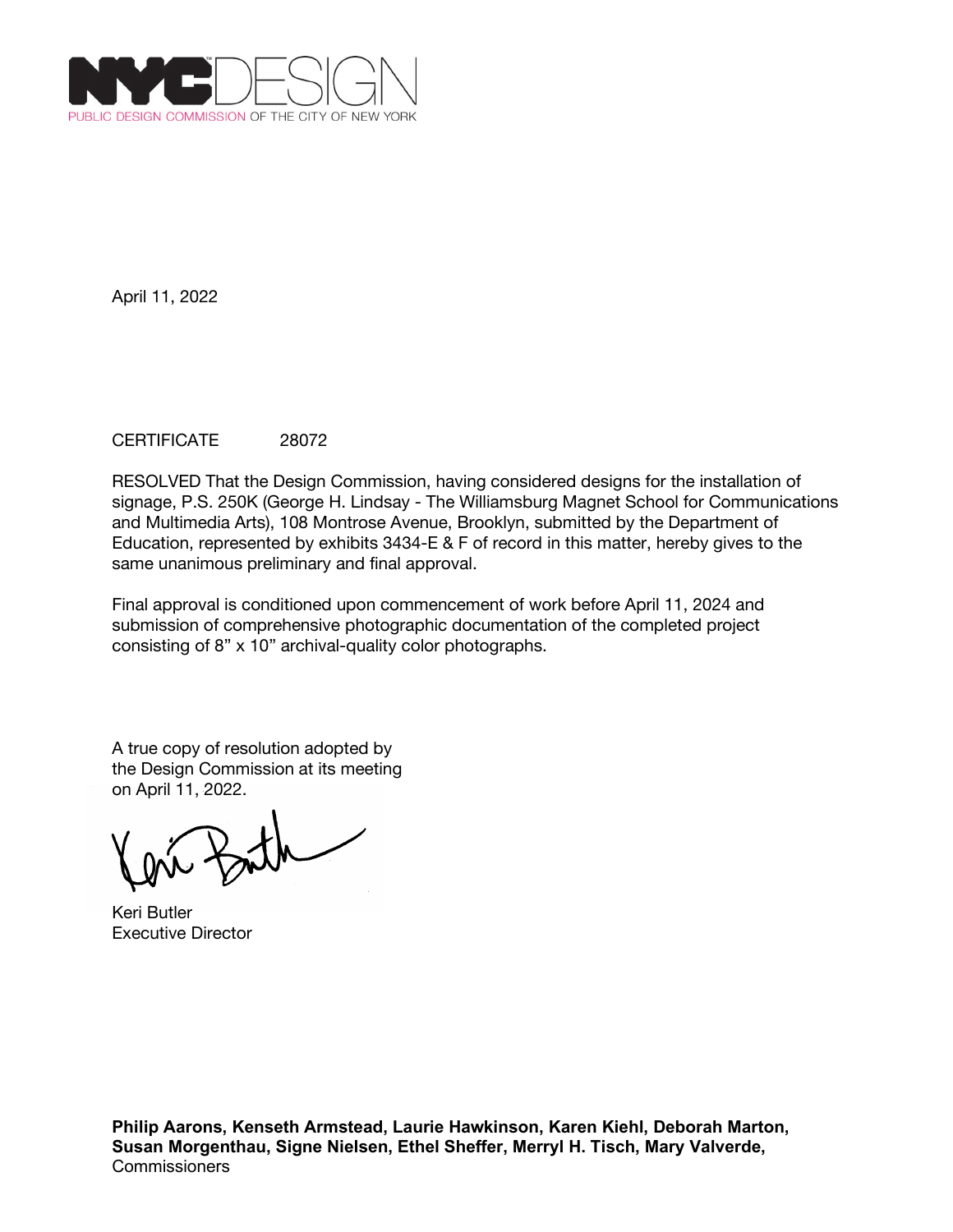NYC DESIGN
PUBLIC DESIGN COMMISSION OF THE CITY OF NEW YORK

April 11, 2022

CERTIFICATE 28072

RESOLVED That the Design Commission, having considered designs for the installation of signage, P.S. 250K (George H. Lindsay - The Williamsburg Magnet School for Communications and Multimedia Arts), 108 Montrose Avenue, Brooklyn, submitted by the Department of Education, represented by exhibits 3434-E & F of record in this matter, hereby gives to the same unanimous preliminary and final approval.

Final approval is conditioned upon commencement of work before April 11, 2024 and submission of comprehensive photographic documentation of the completed project consisting of 8" x 10" archival-quality color photographs.

A true copy of resolution adopted by the Design Commission at its meeting on April 11, 2022.

Keri Butler
Executive Director

**Philip Aarons, Kenseth Armstead, Laurie Hawkinson, Karen Kiehl, Deborah Marton, Susan Morgenthau, Signe Nielsen, Ethel Sheffer, Merryl H. Tisch, Mary Valverde,**
Commissioners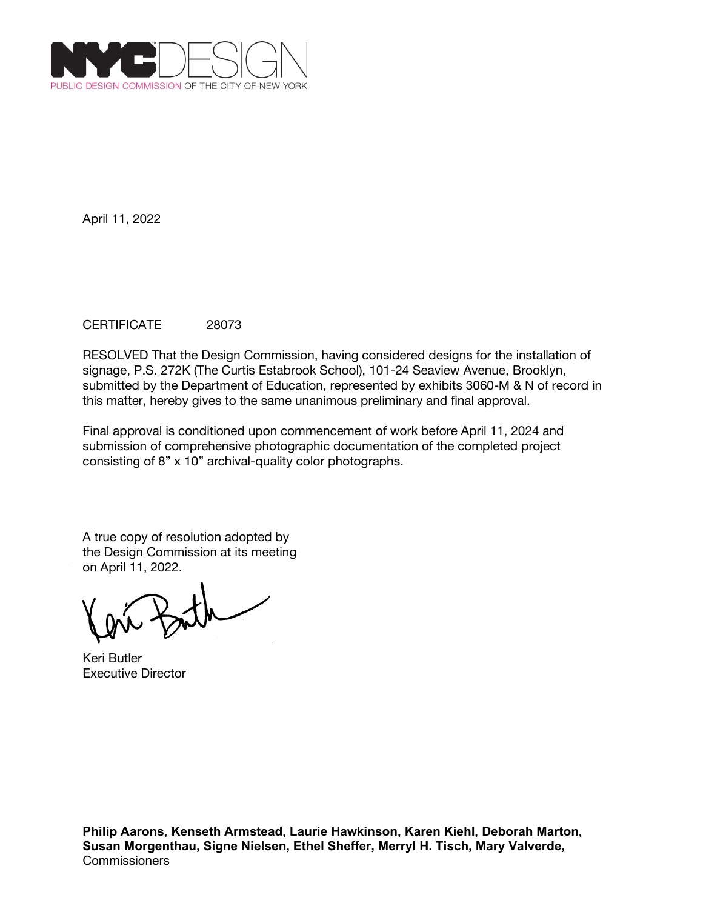NYC DESIGN
PUBLIC DESIGN COMMISSION OF THE CITY OF NEW YORK

April 11, 2022

CERTIFICATE 28073

RESOLVED That the Design Commission, having considered designs for the installation of signage, P.S. 272K (The Curtis Estabrook School), 101-24 Seaview Avenue, Brooklyn, submitted by the Department of Education, represented by exhibits 3060-M & N of record in this matter, hereby gives to the same unanimous preliminary and final approval.

Final approval is conditioned upon commencement of work before April 11, 2024 and submission of comprehensive photographic documentation of the completed project consisting of 8" x 10" archival-quality color photographs.

A true copy of resolution adopted by the Design Commission at its meeting on April 11, 2022.

Keri Butler
Executive Director

**Philip Aarons, Kenseth Armstead, Laurie Hawkinson, Karen Kiehl, Deborah Marton, Susan Morgenthau, Signe Nielsen, Ethel Sheffer, Merryl H. Tisch, Mary Valverde,**
Commissioners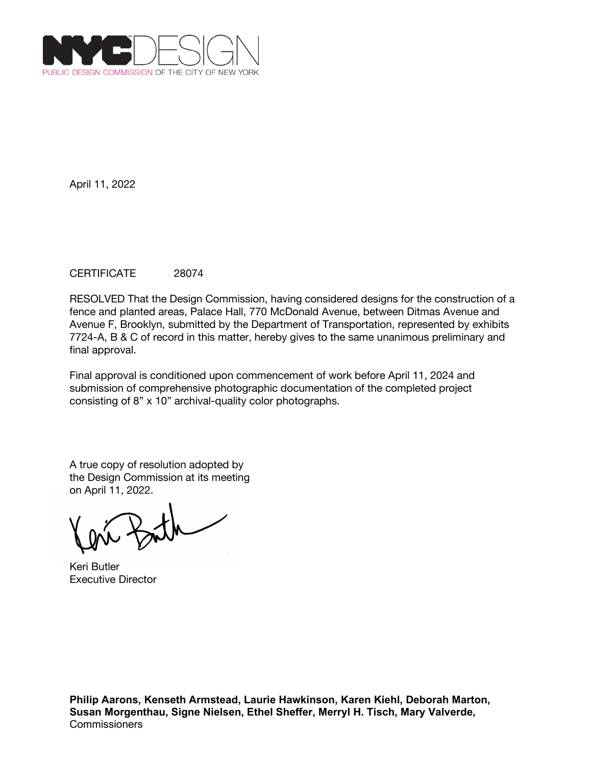NYCDESIGN
PUBLIC DESIGN COMMISSION OF THE CITY OF NEW YORK

April 11, 2022

CERTIFICATE 28074

RESOLVED That the Design Commission, having considered designs for the construction of a fence and planted areas, Palace Hall, 770 McDonald Avenue, between Ditmas Avenue and Avenue F, Brooklyn, submitted by the Department of Transportation, represented by exhibits 7724-A, B & C of record in this matter, hereby gives to the same unanimous preliminary and final approval.

Final approval is conditioned upon commencement of work before April 11, 2024 and submission of comprehensive photographic documentation of the completed project consisting of 8" x 10" archival-quality color photographs.

A true copy of resolution adopted by the Design Commission at its meeting on April 11, 2022.

Keri Butler
Executive Director

**Philip Aarons, Kenseth Armstead, Laurie Hawkinson, Karen Kiehl, Deborah Marton, Susan Morgenthau, Signe Nielsen, Ethel Sheffer, Merryl H. Tisch, Mary Valverde,**
Commissioners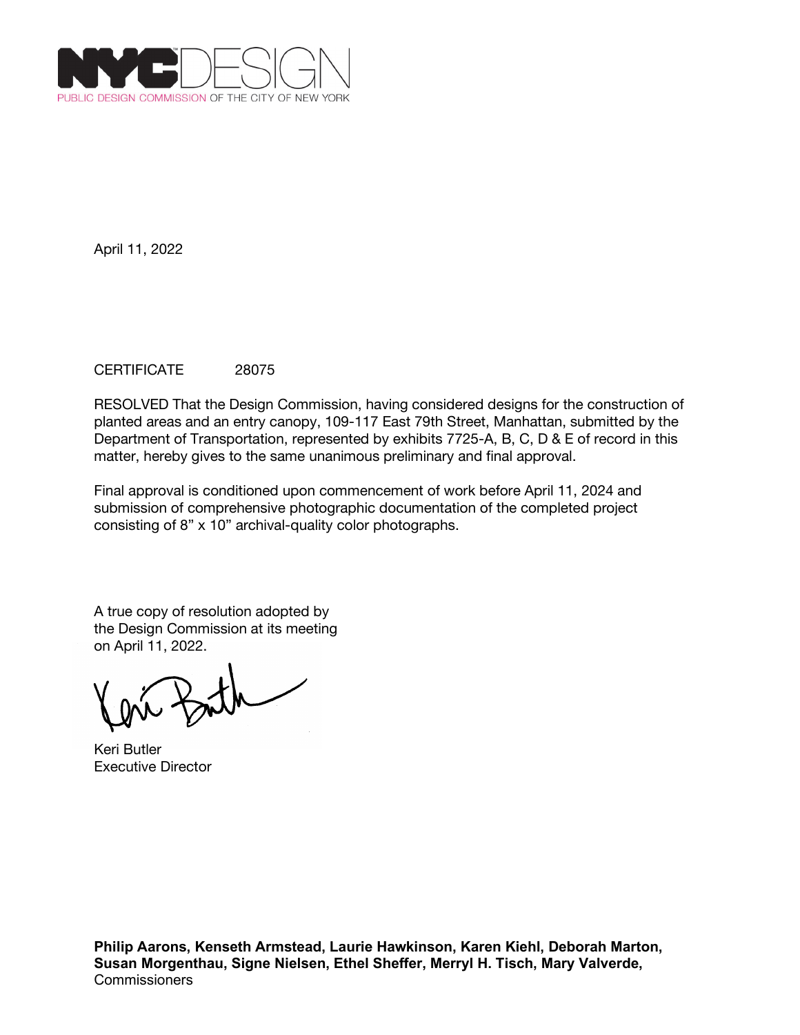NYCDESIGN
PUBLIC DESIGN COMMISSION OF THE CITY OF NEW YORK

April 11, 2022

CERTIFICATE 28075

RESOLVED That the Design Commission, having considered designs for the construction of planted areas and an entry canopy, 109-117 East 79th Street, Manhattan, submitted by the Department of Transportation, represented by exhibits 7725-A, B, C, D & E of record in this matter, hereby gives to the same unanimous preliminary and final approval.

Final approval is conditioned upon commencement of work before April 11, 2024 and submission of comprehensive photographic documentation of the completed project consisting of 8" x 10" archival-quality color photographs.

A true copy of resolution adopted by the Design Commission at its meeting on April 11, 2022.

Keri Butler
Executive Director

**Philip Aarons, Kenseth Armstead, Laurie Hawkinson, Karen Kiehl, Deborah Marton, Susan Morgenthau, Signe Nielsen, Ethel Sheffer, Merryl H. Tisch, Mary Valverde,**
Commissioners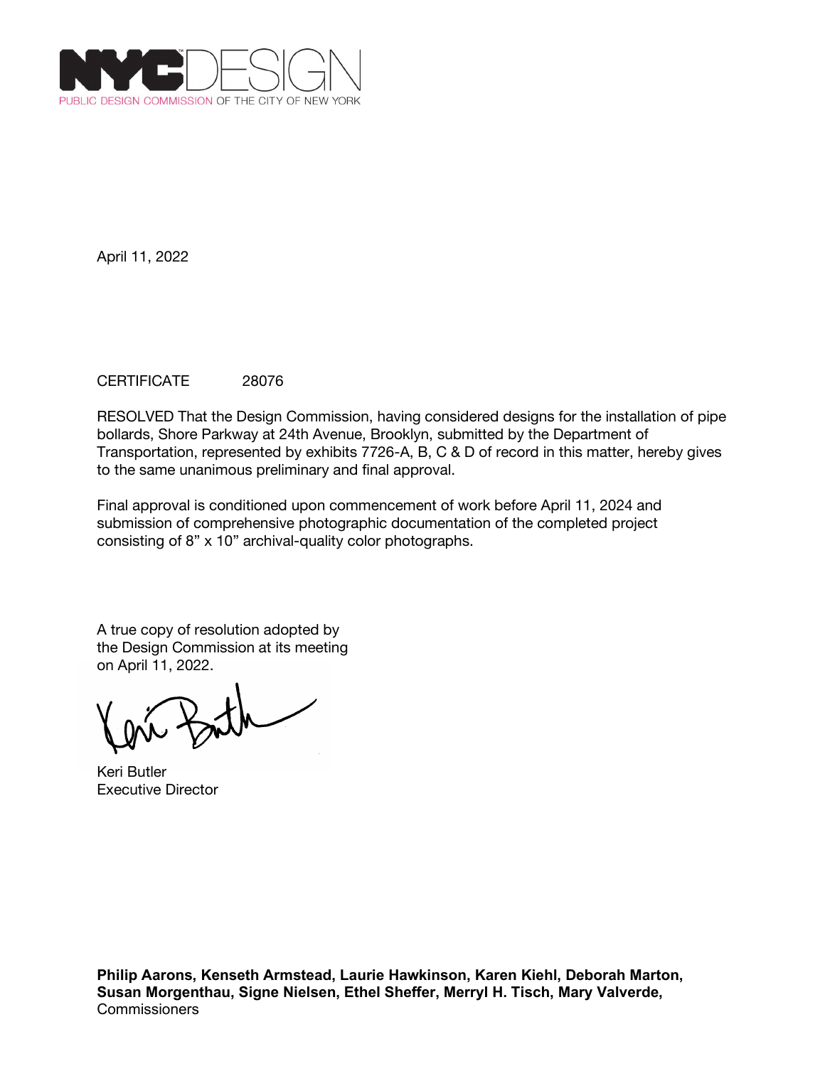PUBLIC DESIGN COMMISSION OF THE CITY OF NEW YORK

April 11, 2022

CERTIFICATE 28076

RESOLVED That the Design Commission, having considered designs for the installation of pipe bollards, Shore Parkway at 24th Avenue, Brooklyn, submitted by the Department of Transportation, represented by exhibits 7726-A, B, C & D of record in this matter, hereby gives to the same unanimous preliminary and final approval.

Final approval is conditioned upon commencement of work before April 11, 2024 and submission of comprehensive photographic documentation of the completed project consisting of 8" x 10" archival-quality color photographs.

A true copy of resolution adopted by the Design Commission at its meeting on April 11, 2022.

Keri Butler
Executive Director

**Philip Aarons, Kenseth Armstead, Laurie Hawkinson, Karen Kiehl, Deborah Marton, Susan Morgenthau, Signe Nielsen, Ethel Sheffer, Merryl H. Tisch, Mary Valverde,**
Commissioners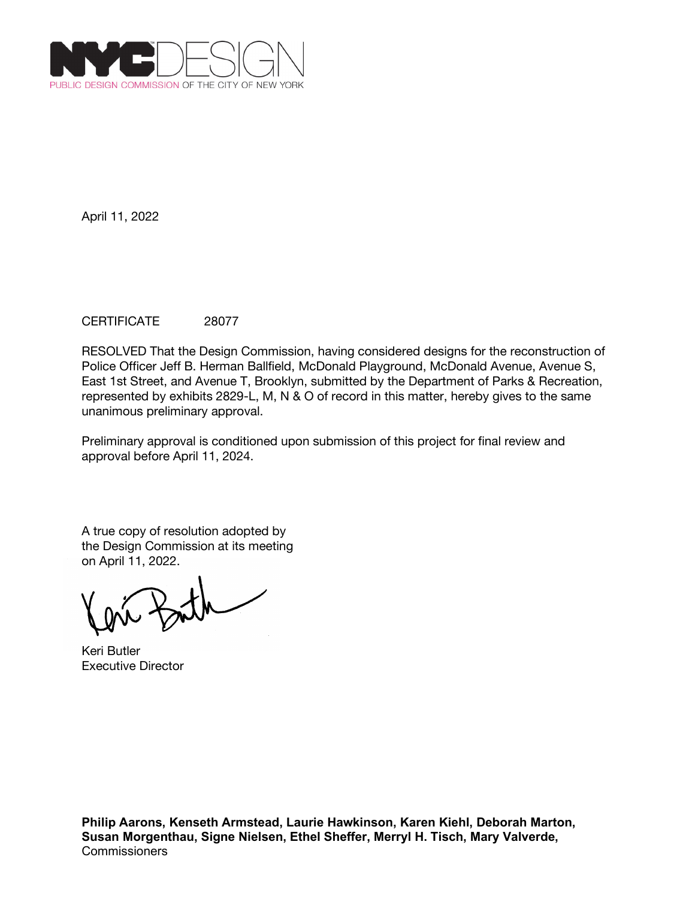NYCDESIGN
PUBLIC DESIGN COMMISSION OF THE CITY OF NEW YORK

April 11, 2022

CERTIFICATE 28077

RESOLVED That the Design Commission, having considered designs for the reconstruction of Police Officer Jeff B. Herman Ballfield, McDonald Playground, McDonald Avenue, Avenue S, East 1st Street, and Avenue T, Brooklyn, submitted by the Department of Parks & Recreation, represented by exhibits 2829-L, M, N & O of record in this matter, hereby gives to the same unanimous preliminary approval.

Preliminary approval is conditioned upon submission of this project for final review and approval before April 11, 2024.

A true copy of resolution adopted by the Design Commission at its meeting on April 11, 2022.

Keri Butler
Executive Director

**Philip Aarons, Kenseth Armstead, Laurie Hawkinson, Karen Kiehl, Deborah Marton, Susan Morgenthau, Signe Nielsen, Ethel Sheffer, Merryl H. Tisch, Mary Valverde,**
Commissioners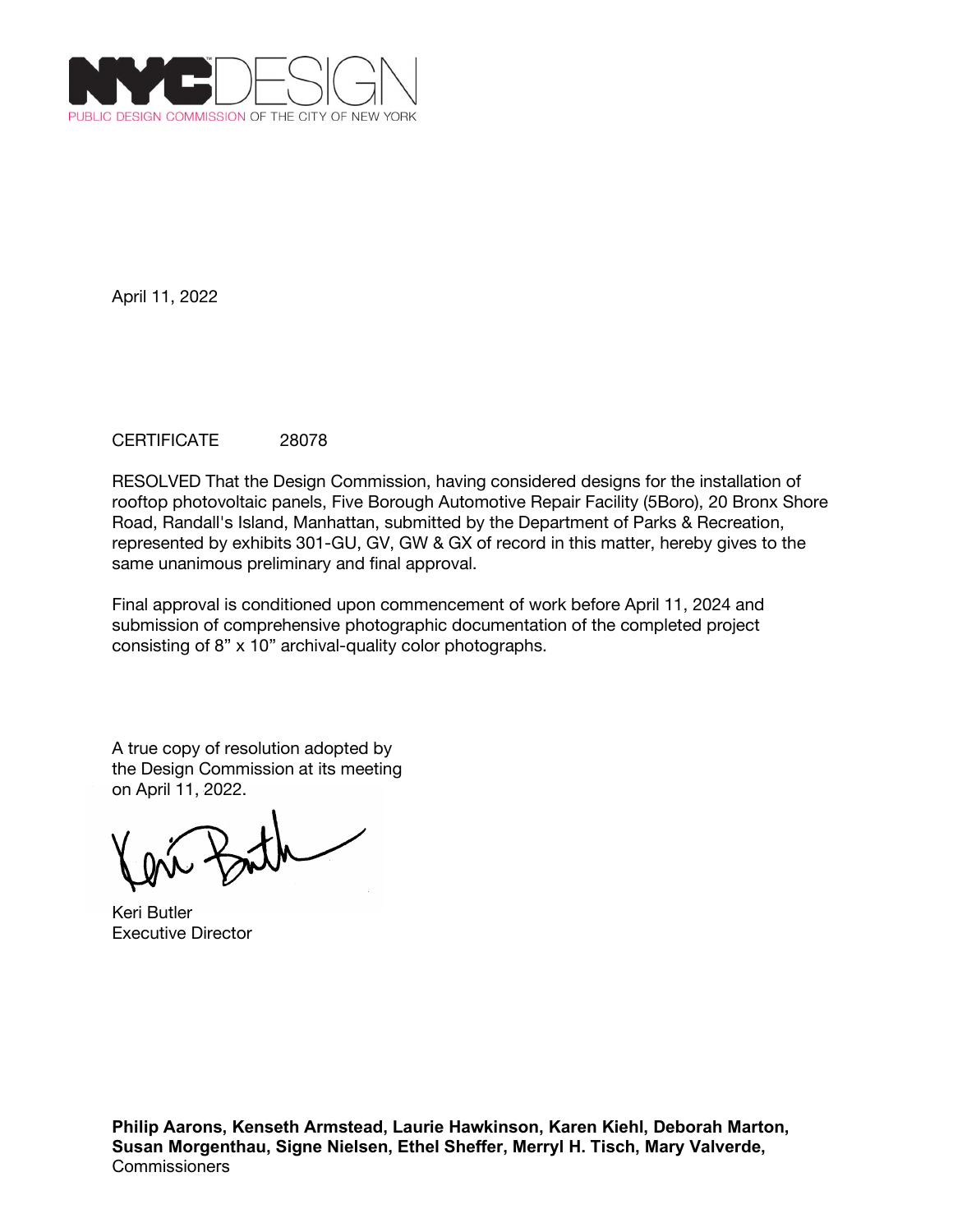NYC DESIGN
PUBLIC DESIGN COMMISSION OF THE CITY OF NEW YORK

April 11, 2022

CERTIFICATE 28078

RESOLVED That the Design Commission, having considered designs for the installation of rooftop photovoltaic panels, Five Borough Automotive Repair Facility (5Boro), 20 Bronx Shore Road, Randall's Island, Manhattan, submitted by the Department of Parks & Recreation, represented by exhibits 301-GU, GV, GW & GX of record in this matter, hereby gives to the same unanimous preliminary and final approval.

Final approval is conditioned upon commencement of work before April 11, 2024 and submission of comprehensive photographic documentation of the completed project consisting of 8” x 10” archival-quality color photographs.

A true copy of resolution adopted by the Design Commission at its meeting on April 11, 2022.

Keri Butler
Executive Director

**Philip Aarons, Kenseth Armstead, Laurie Hawkinson, Karen Kiehl, Deborah Marton, Susan Morgenthau, Signe Nielsen, Ethel Sheffer, Merryl H. Tisch, Mary Valverde,**
Commissioners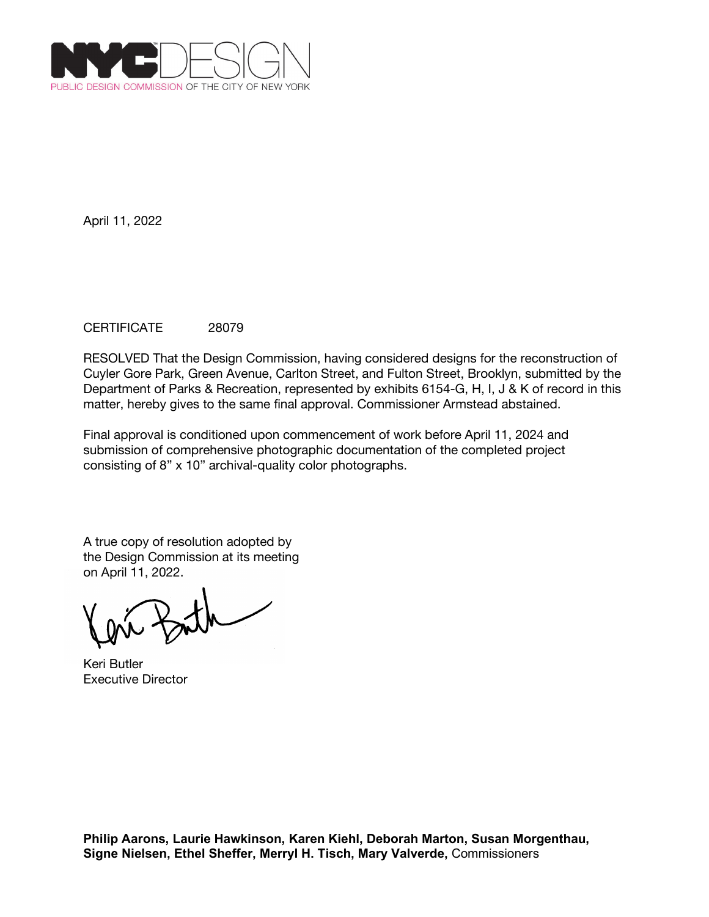NYCDESIGN
PUBLIC DESIGN COMMISSION OF THE CITY OF NEW YORK

April 11, 2022

CERTIFICATE 28079

RESOLVED That the Design Commission, having considered designs for the reconstruction of Cuyler Gore Park, Green Avenue, Carlton Street, and Fulton Street, Brooklyn, submitted by the Department of Parks & Recreation, represented by exhibits 6154-G, H, I, J & K of record in this matter, hereby gives to the same final approval. Commissioner Armstead abstained.

Final approval is conditioned upon commencement of work before April 11, 2024 and submission of comprehensive photographic documentation of the completed project consisting of 8" x 10" archival-quality color photographs.

A true copy of resolution adopted by the Design Commission at its meeting on April 11, 2022.

Keri Butler
Executive Director

**Philip Aarons, Laurie Hawkinson, Karen Kiehl, Deborah Marton, Susan Morgenthau, Signe Nielsen, Ethel Sheffer, Merryl H. Tisch, Mary Valverde,** Commissioners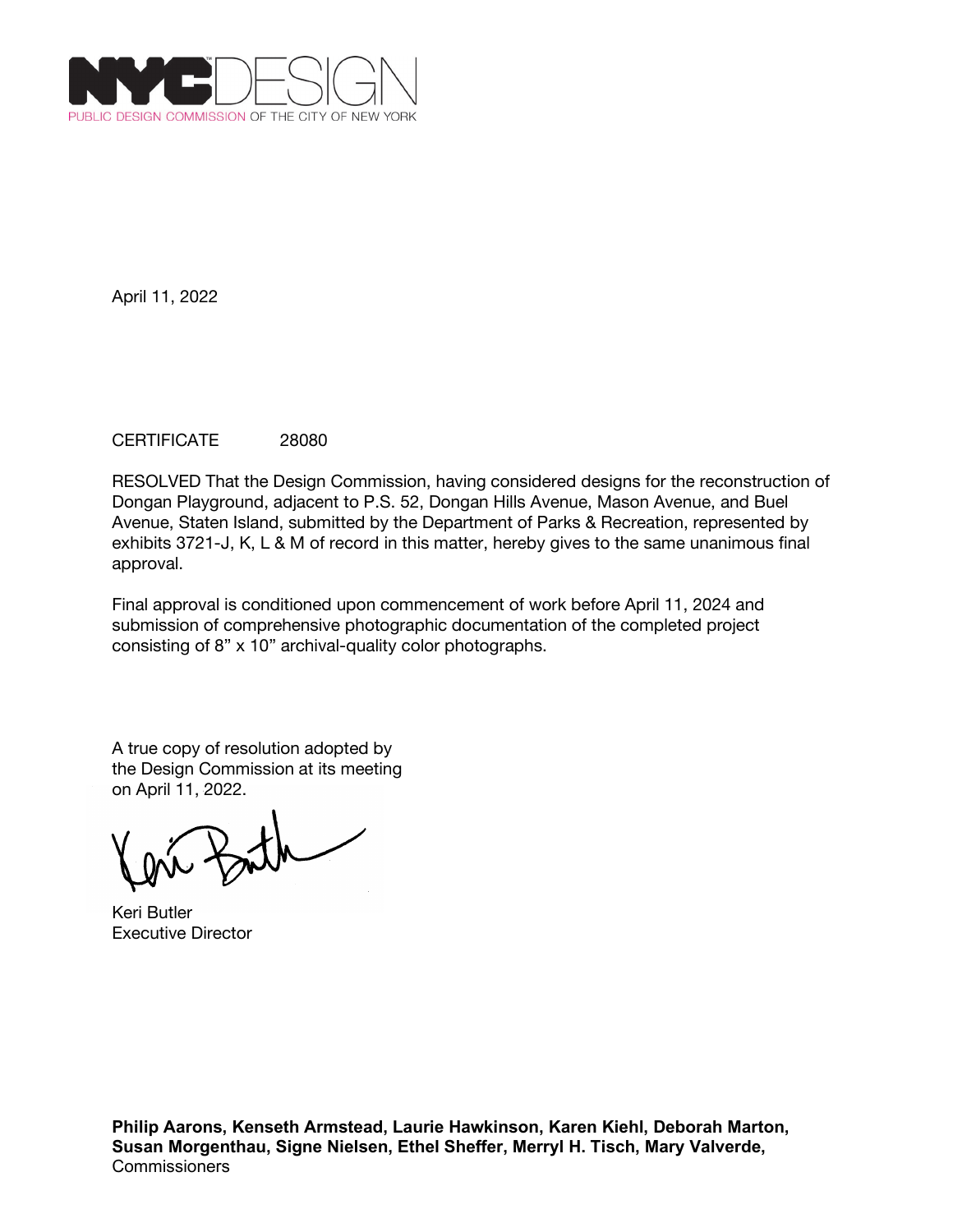NYCDESIGN

PUBLIC DESIGN COMMISSION OF THE CITY OF NEW YORK

April 11, 2022

CERTIFICATE 28080

RESOLVED That the Design Commission, having considered designs for the reconstruction of Dongan Playground, adjacent to P.S. 52, Dongan Hills Avenue, Mason Avenue, and Buel Avenue, Staten Island, submitted by the Department of Parks & Recreation, represented by exhibits 3721-J, K, L & M of record in this matter, hereby gives to the same unanimous final approval.

Final approval is conditioned upon commencement of work before April 11, 2024 and submission of comprehensive photographic documentation of the completed project consisting of 8" x 10" archival-quality color photographs.

A true copy of resolution adopted by
the Design Commission at its meeting
on April 11, 2022.

Keri Butler
Executive Director

**Philip Aarons, Kenseth Armstead, Laurie Hawkinson, Karen Kiehl, Deborah Marton, Susan Morgenthau, Signe Nielsen, Ethel Sheffer, Merryl H. Tisch, Mary Valverde,**
Commissioners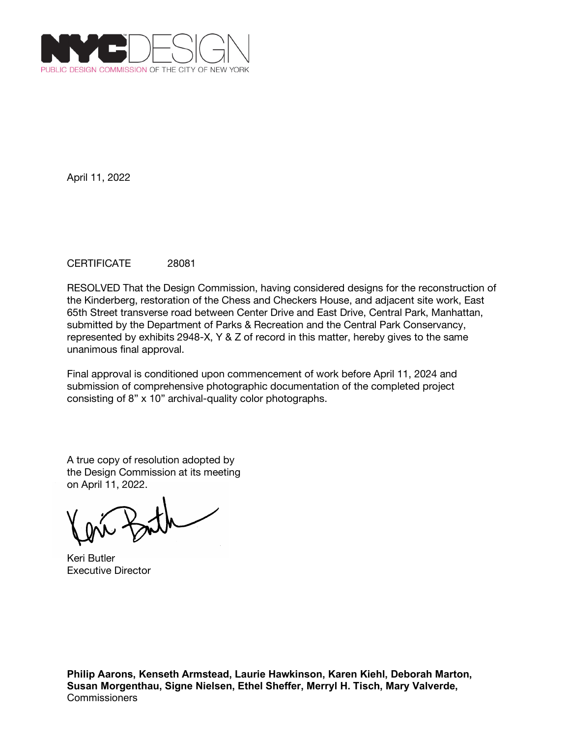NYCDESIGN
PUBLIC DESIGN COMMISSION OF THE CITY OF NEW YORK

April 11, 2022

CERTIFICATE 28081

RESOLVED That the Design Commission, having considered designs for the reconstruction of the Kinderberg, restoration of the Chess and Checkers House, and adjacent site work, East 65th Street transverse road between Center Drive and East Drive, Central Park, Manhattan, submitted by the Department of Parks & Recreation and the Central Park Conservancy, represented by exhibits 2948-X, Y & Z of record in this matter, hereby gives to the same unanimous final approval.

Final approval is conditioned upon commencement of work before April 11, 2024 and submission of comprehensive photographic documentation of the completed project consisting of 8" x 10" archival-quality color photographs.

A true copy of resolution adopted by the Design Commission at its meeting on April 11, 2022.

Keri Butler
Executive Director

**Philip Aarons, Kenseth Armstead, Laurie Hawkinson, Karen Kiehl, Deborah Marton, Susan Morgenthau, Signe Nielsen, Ethel Sheffer, Merryl H. Tisch, Mary Valverde,**
Commissioners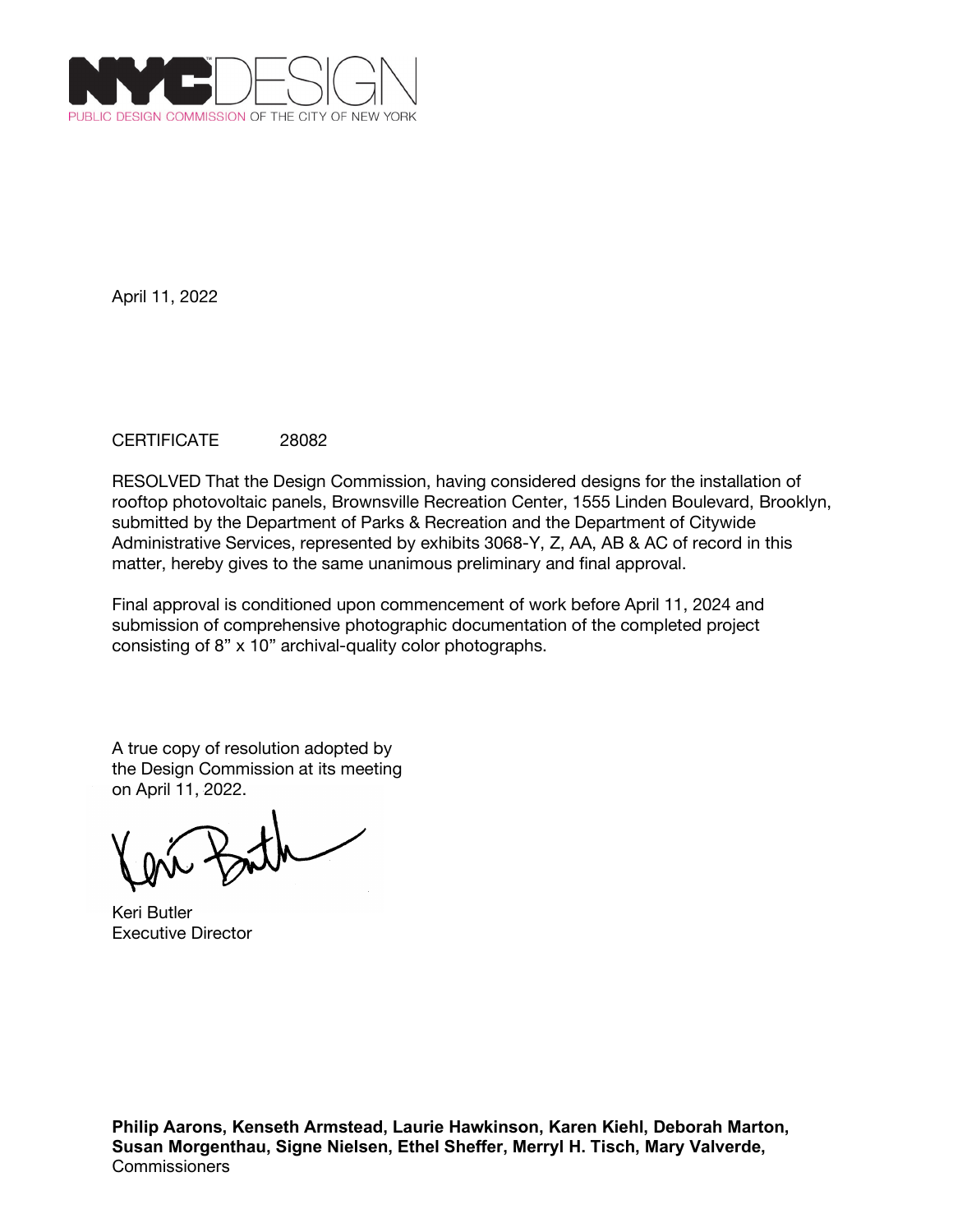NYCDESIGN
PUBLIC DESIGN COMMISSION OF THE CITY OF NEW YORK

April 11, 2022

CERTIFICATE 28082

RESOLVED That the Design Commission, having considered designs for the installation of rooftop photovoltaic panels, Brownsville Recreation Center, 1555 Linden Boulevard, Brooklyn, submitted by the Department of Parks & Recreation and the Department of Citywide Administrative Services, represented by exhibits 3068-Y, Z, AA, AB & AC of record in this matter, hereby gives to the same unanimous preliminary and final approval.

Final approval is conditioned upon commencement of work before April 11, 2024 and submission of comprehensive photographic documentation of the completed project consisting of 8" x 10" archival-quality color photographs.

A true copy of resolution adopted by the Design Commission at its meeting on April 11, 2022.

Keri Butler
Executive Director

**Philip Aarons, Kenseth Armstead, Laurie Hawkinson, Karen Kiehl, Deborah Marton, Susan Morgenthau, Signe Nielsen, Ethel Sheffer, Merryl H. Tisch, Mary Valverde,**
Commissioners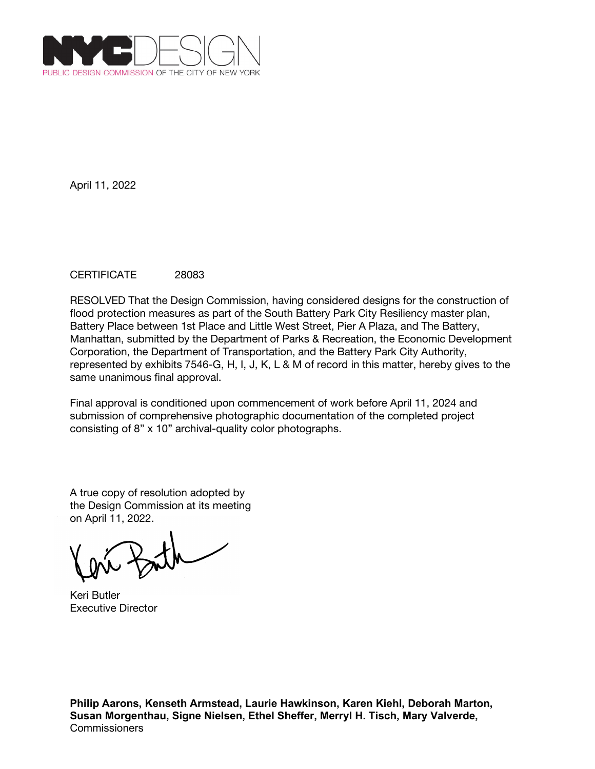NYC DESIGN
PUBLIC DESIGN COMMISSION OF THE CITY OF NEW YORK

April 11, 2022

CERTIFICATE 28083

RESOLVED That the Design Commission, having considered designs for the construction of flood protection measures as part of the South Battery Park City Resiliency master plan, Battery Place between 1st Place and Little West Street, Pier A Plaza, and The Battery, Manhattan, submitted by the Department of Parks & Recreation, the Economic Development Corporation, the Department of Transportation, and the Battery Park City Authority, represented by exhibits 7546-G, H, I, J, K, L & M of record in this matter, hereby gives to the same unanimous final approval.

Final approval is conditioned upon commencement of work before April 11, 2024 and submission of comprehensive photographic documentation of the completed project consisting of 8" x 10" archival-quality color photographs.

A true copy of resolution adopted by the Design Commission at its meeting on April 11, 2022.

Keri Butler
Executive Director

**Philip Aarons, Kenseth Armstead, Laurie Hawkinson, Karen Kiehl, Deborah Marton, Susan Morgenthau, Signe Nielsen, Ethel Sheffer, Merryl H. Tisch, Mary Valverde,**
Commissioners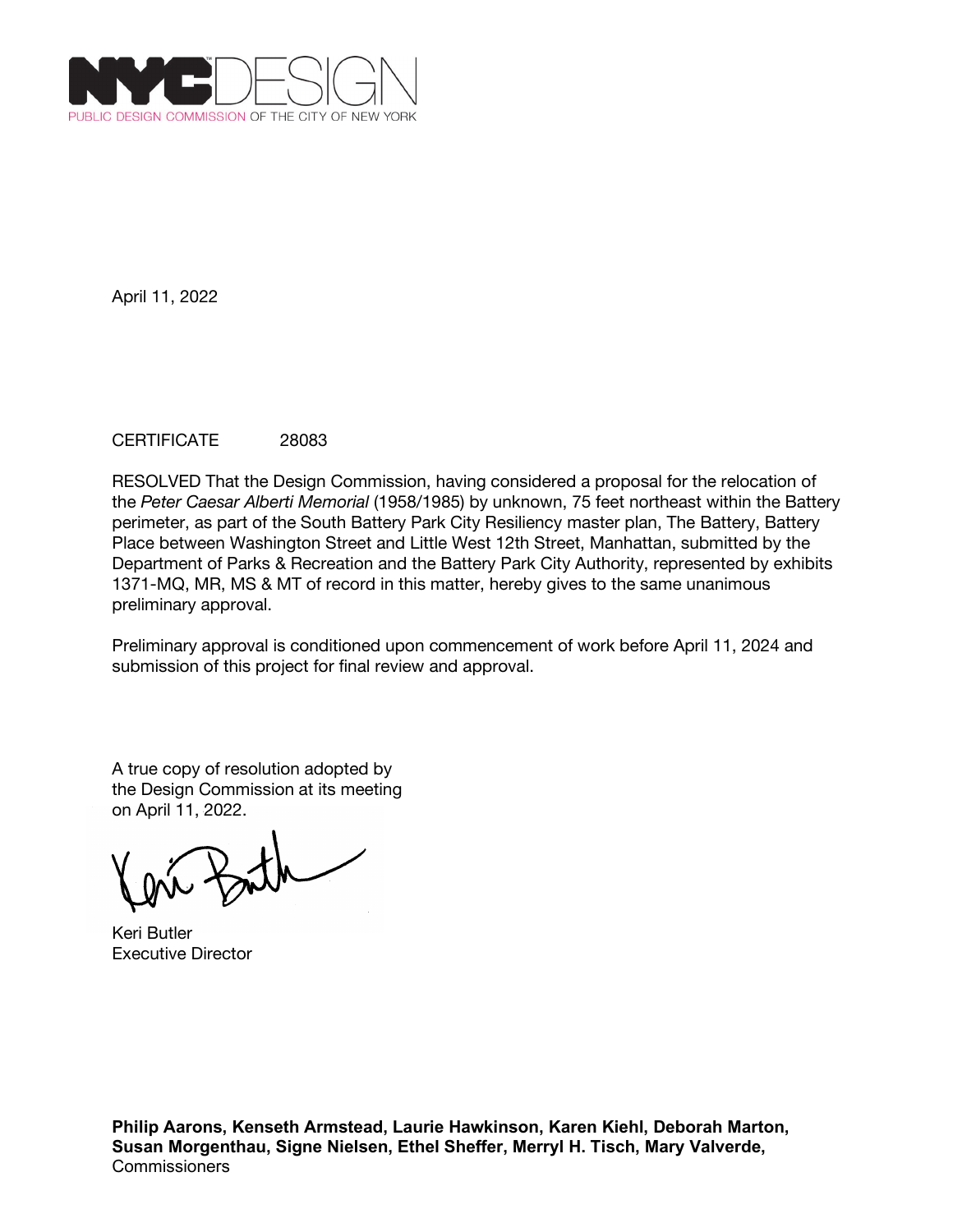NYCDESIGN

PUBLIC DESIGN COMMISSION OF THE CITY OF NEW YORK

April 11, 2022

CERTIFICATE 28083

RESOLVED That the Design Commission, having considered a proposal for the relocation of the *Peter Caesar Alberti Memorial* (1958/1985) by unknown, 75 feet northeast within the Battery perimeter, as part of the South Battery Park City Resiliency master plan, The Battery, Battery Place between Washington Street and Little West 12th Street, Manhattan, submitted by the Department of Parks & Recreation and the Battery Park City Authority, represented by exhibits 1371-MQ, MR, MS & MT of record in this matter, hereby gives to the same unanimous preliminary approval.

Preliminary approval is conditioned upon commencement of work before April 11, 2024 and submission of this project for final review and approval.

A true copy of resolution adopted by the Design Commission at its meeting on April 11, 2022.

Keri Butler
Executive Director

**Philip Aarons, Kenseth Armstead, Laurie Hawkinson, Karen Kiehl, Deborah Marton, Susan Morgenthau, Signe Nielsen, Ethel Sheffer, Merryl H. Tisch, Mary Valverde,**
Commissioners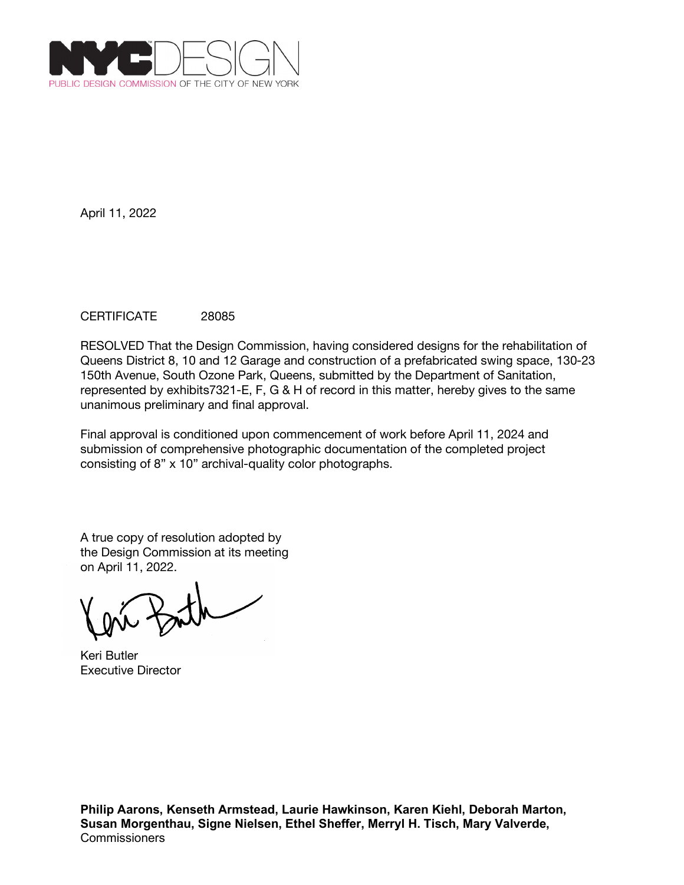NYCDESIGN
PUBLIC DESIGN COMMISSION OF THE CITY OF NEW YORK

April 11, 2022

CERTIFICATE 28085

RESOLVED That the Design Commission, having considered designs for the rehabilitation of Queens District 8, 10 and 12 Garage and construction of a prefabricated swing space, 130-23 150th Avenue, South Ozone Park, Queens, submitted by the Department of Sanitation, represented by exhibits7321-E, F, G & H of record in this matter, hereby gives to the same unanimous preliminary and final approval.

Final approval is conditioned upon commencement of work before April 11, 2024 and submission of comprehensive photographic documentation of the completed project consisting of 8" x 10" archival-quality color photographs.

A true copy of resolution adopted by the Design Commission at its meeting on April 11, 2022.

Keri Butler
Executive Director

**Philip Aarons, Kenseth Armstead, Laurie Hawkinson, Karen Kiehl, Deborah Marton, Susan Morgenthau, Signe Nielsen, Ethel Sheffer, Merryl H. Tisch, Mary Valverde,**
Commissioners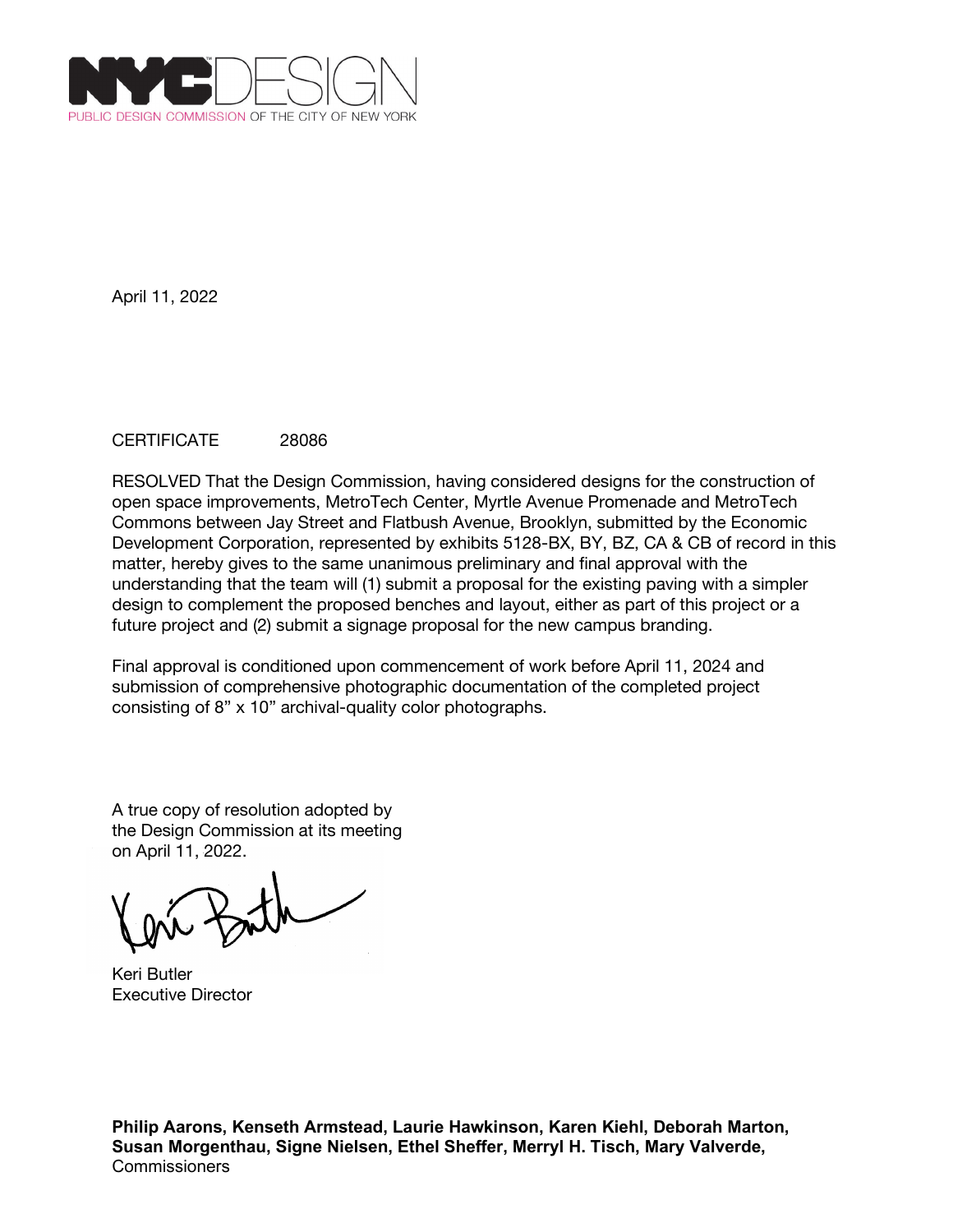NYCDESIGN

PUBLIC DESIGN COMMISSION OF THE CITY OF NEW YORK

April 11, 2022

CERTIFICATE 28086

RESOLVED That the Design Commission, having considered designs for the construction of open space improvements, MetroTech Center, Myrtle Avenue Promenade and MetroTech Commons between Jay Street and Flatbush Avenue, Brooklyn, submitted by the Economic Development Corporation, represented by exhibits 5128-BX, BY, BZ, CA & CB of record in this matter, hereby gives to the same unanimous preliminary and final approval with the understanding that the team will (1) submit a proposal for the existing paving with a simpler design to complement the proposed benches and layout, either as part of this project or a future project and (2) submit a signage proposal for the new campus branding.

Final approval is conditioned upon commencement of work before April 11, 2024 and submission of comprehensive photographic documentation of the completed project consisting of 8" x 10" archival-quality color photographs.

A true copy of resolution adopted by the Design Commission at its meeting on April 11, 2022.

Keri Butler
Executive Director

**Philip Aarons, Kenseth Armstead, Laurie Hawkinson, Karen Kiehl, Deborah Marton, Susan Morgenthau, Signe Nielsen, Ethel Sheffer, Merryl H. Tisch, Mary Valverde,**
Commissioners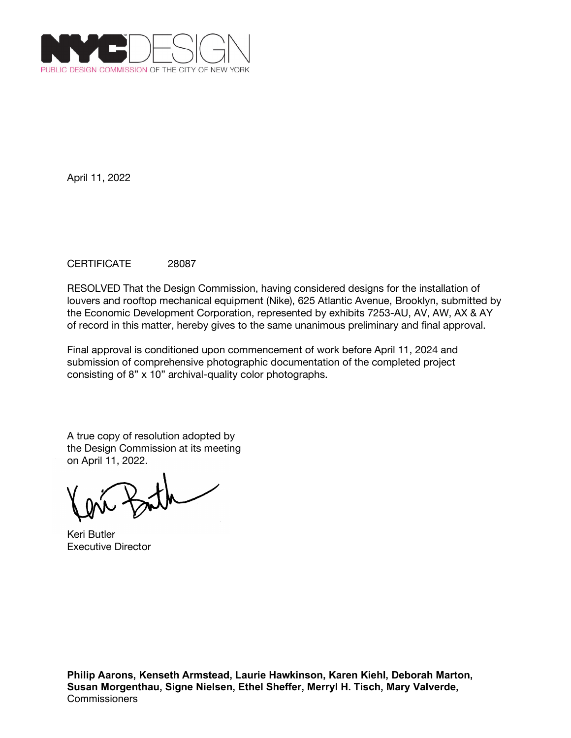NYC DESIGN
PUBLIC DESIGN COMMISSION OF THE CITY OF NEW YORK

April 11, 2022

CERTIFICATE 28087

RESOLVED That the Design Commission, having considered designs for the installation of louvers and rooftop mechanical equipment (Nike), 625 Atlantic Avenue, Brooklyn, submitted by the Economic Development Corporation, represented by exhibits 7253-AU, AV, AW, AX & AY of record in this matter, hereby gives to the same unanimous preliminary and final approval.

Final approval is conditioned upon commencement of work before April 11, 2024 and submission of comprehensive photographic documentation of the completed project consisting of 8" x 10" archival-quality color photographs.

A true copy of resolution adopted by the Design Commission at its meeting on April 11, 2022.

Keri Butler
Executive Director

**Philip Aarons, Kenseth Armstead, Laurie Hawkinson, Karen Kiehl, Deborah Marton, Susan Morgenthau, Signe Nielsen, Ethel Sheffer, Merryl H. Tisch, Mary Valverde,**
Commissioners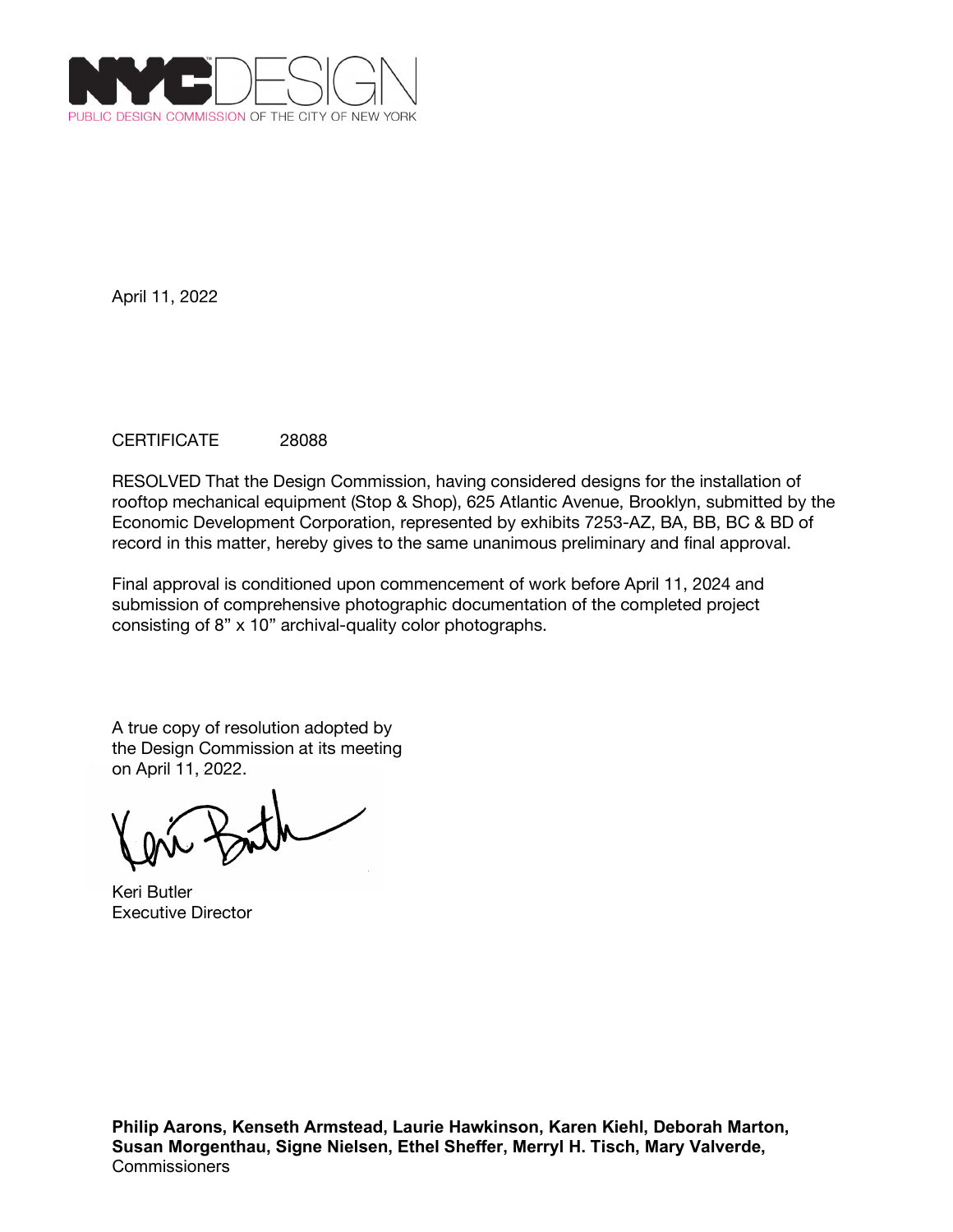NYC DESIGN
PUBLIC DESIGN COMMISSION OF THE CITY OF NEW YORK

April 11, 2022

CERTIFICATE 28088

RESOLVED That the Design Commission, having considered designs for the installation of rooftop mechanical equipment (Stop & Shop), 625 Atlantic Avenue, Brooklyn, submitted by the Economic Development Corporation, represented by exhibits 7253-AZ, BA, BB, BC & BD of record in this matter, hereby gives to the same unanimous preliminary and final approval.

Final approval is conditioned upon commencement of work before April 11, 2024 and submission of comprehensive photographic documentation of the completed project consisting of 8" x 10" archival-quality color photographs.

A true copy of resolution adopted by the Design Commission at its meeting on April 11, 2022.

Keri Butler
Executive Director

**Philip Aarons, Kenseth Armstead, Laurie Hawkinson, Karen Kiehl, Deborah Marton, Susan Morgenthau, Signe Nielsen, Ethel Sheffer, Merryl H. Tisch, Mary Valverde,**
Commissioners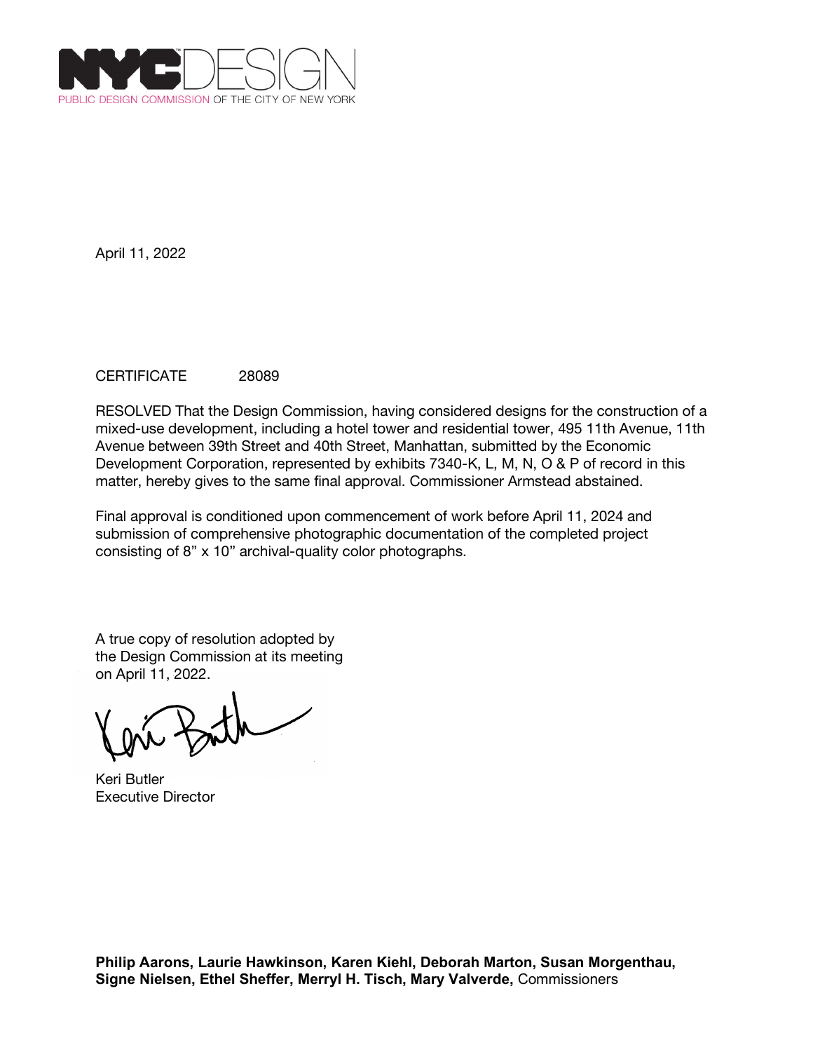NYCDESIGN
PUBLIC DESIGN COMMISSION OF THE CITY OF NEW YORK

April 11, 2022

CERTIFICATE 28089

RESOLVED That the Design Commission, having considered designs for the construction of a mixed-use development, including a hotel tower and residential tower, 495 11th Avenue, 11th Avenue between 39th Street and 40th Street, Manhattan, submitted by the Economic Development Corporation, represented by exhibits 7340-K, L, M, N, O & P of record in this matter, hereby gives to the same final approval. Commissioner Armstead abstained.

Final approval is conditioned upon commencement of work before April 11, 2024 and submission of comprehensive photographic documentation of the completed project consisting of 8” x 10” archival-quality color photographs.

A true copy of resolution adopted by the Design Commission at its meeting on April 11, 2022.

Keri Butler
Executive Director

**Philip Aarons, Laurie Hawkinson, Karen Kiehl, Deborah Marton, Susan Morgenthau, Signe Nielsen, Ethel Sheffer, Merryl H. Tisch, Mary Valverde,** Commissioners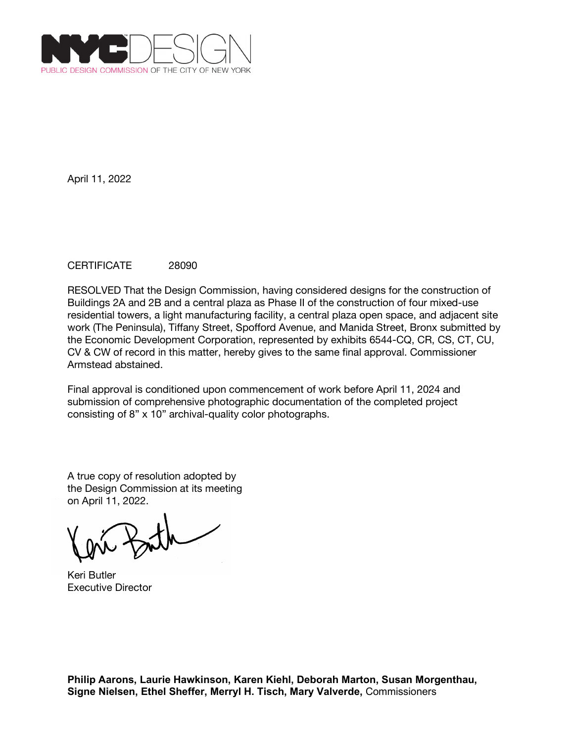NYCDESIGN
PUBLIC DESIGN COMMISSION OF THE CITY OF NEW YORK

April 11, 2022

CERTIFICATE 28090

RESOLVED That the Design Commission, having considered designs for the construction of Buildings 2A and 2B and a central plaza as Phase II of the construction of four mixed-use residential towers, a light manufacturing facility, a central plaza open space, and adjacent site work (The Peninsula), Tiffany Street, Spofford Avenue, and Manida Street, Bronx submitted by the Economic Development Corporation, represented by exhibits 6544-CQ, CR, CS, CT, CU, CV & CW of record in this matter, hereby gives to the same final approval. Commissioner Armstead abstained.

Final approval is conditioned upon commencement of work before April 11, 2024 and submission of comprehensive photographic documentation of the completed project consisting of 8" x 10" archival-quality color photographs.

A true copy of resolution adopted by the Design Commission at its meeting on April 11, 2022.

Keri Butler
Executive Director

**Philip Aarons, Laurie Hawkinson, Karen Kiehl, Deborah Marton, Susan Morgenthau, Signe Nielsen, Ethel Sheffer, Merryl H. Tisch, Mary Valverde,** Commissioners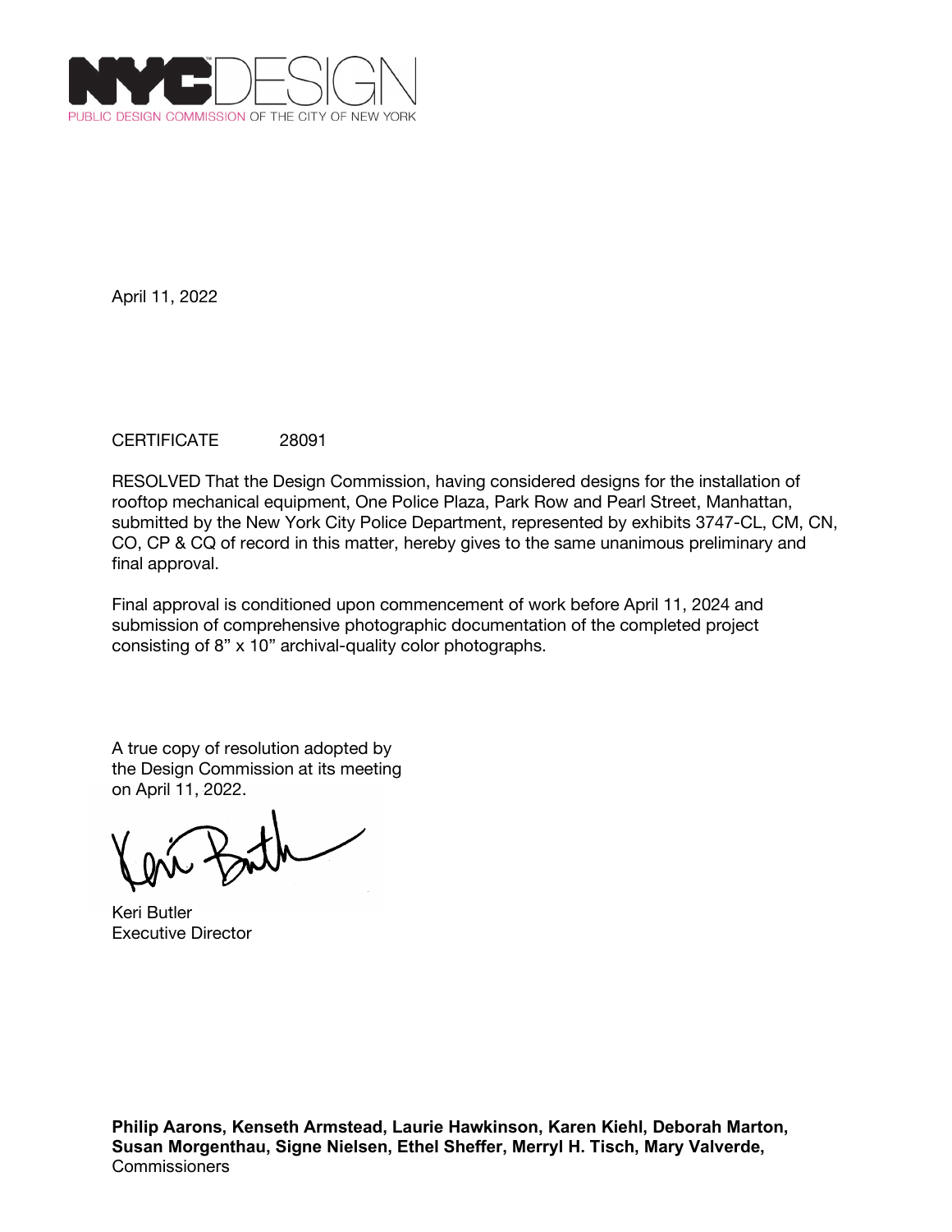NYC DESIGN
PUBLIC DESIGN COMMISSION OF THE CITY OF NEW YORK

April 11, 2022

CERTIFICATE 28091

RESOLVED That the Design Commission, having considered designs for the installation of rooftop mechanical equipment, One Police Plaza, Park Row and Pearl Street, Manhattan, submitted by the New York City Police Department, represented by exhibits 3747-CL, CM, CN, CO, CP & CQ of record in this matter, hereby gives to the same unanimous preliminary and final approval.

Final approval is conditioned upon commencement of work before April 11, 2024 and submission of comprehensive photographic documentation of the completed project consisting of 8" x 10" archival-quality color photographs.

A true copy of resolution adopted by the Design Commission at its meeting on April 11, 2022.

Keri Butler
Executive Director

**Philip Aarons, Kenseth Armstead, Laurie Hawkinson, Karen Kiehl, Deborah Marton, Susan Morgenthau, Signe Nielsen, Ethel Sheffer, Merryl H. Tisch, Mary Valverde,**
Commissioners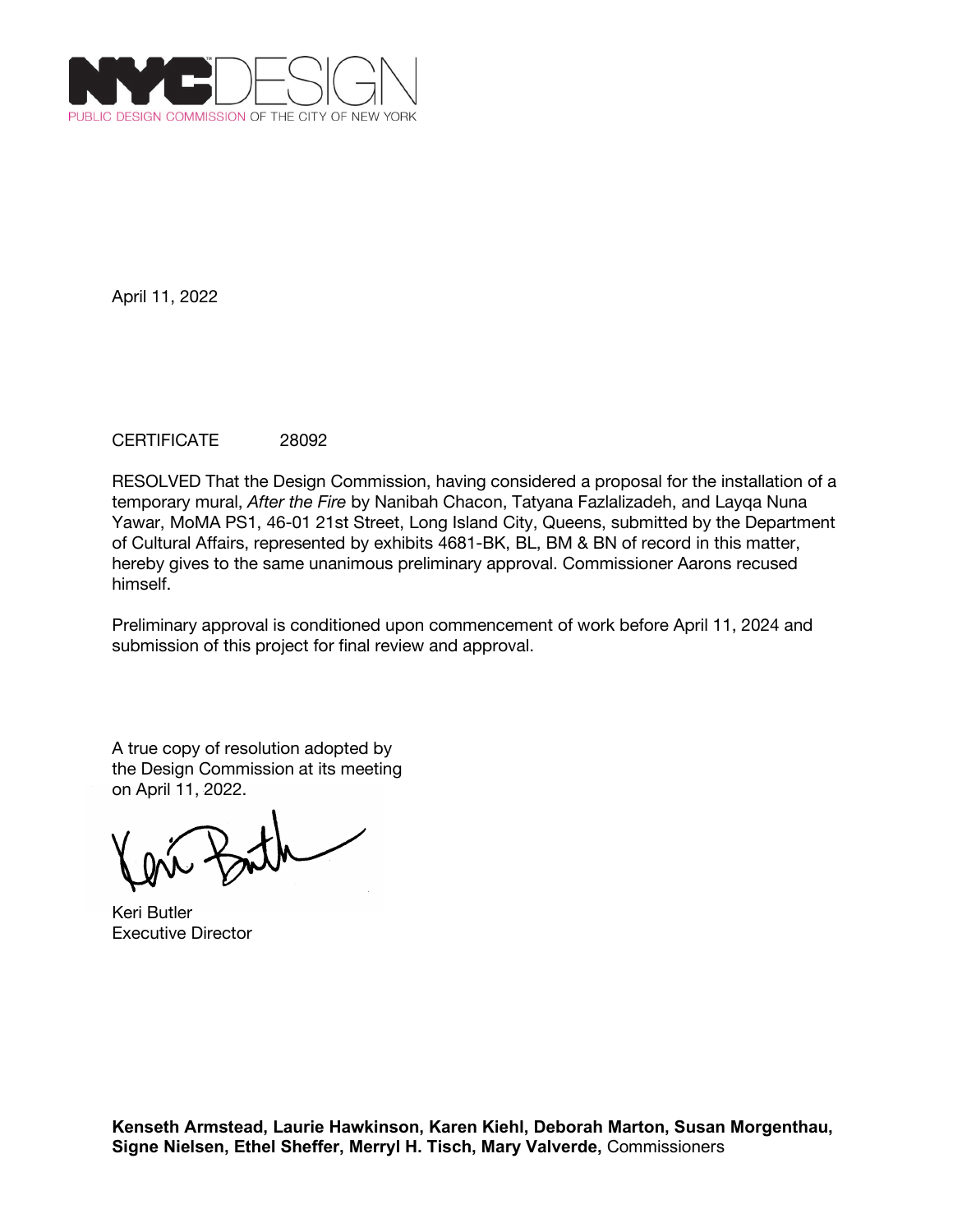NYCDESIGN
PUBLIC DESIGN COMMISSION OF THE CITY OF NEW YORK

April 11, 2022

CERTIFICATE 28092

RESOLVED That the Design Commission, having considered a proposal for the installation of a temporary mural, *After the Fire* by Nanibah Chacon, Tatyana Fazlalizadeh, and Layqa Nuna Yawar, MoMA PS1, 46-01 21st Street, Long Island City, Queens, submitted by the Department of Cultural Affairs, represented by exhibits 4681-BK, BL, BM & BN of record in this matter, hereby gives to the same unanimous preliminary approval. Commissioner Aarons recused himself.

Preliminary approval is conditioned upon commencement of work before April 11, 2024 and submission of this project for final review and approval.

A true copy of resolution adopted by the Design Commission at its meeting on April 11, 2022.

Keri Butler
Executive Director

**Kenseth Armstead, Laurie Hawkinson, Karen Kiehl, Deborah Marton, Susan Morgenthau, Signe Nielsen, Ethel Sheffer, Merryl H. Tisch, Mary Valverde,** Commissioners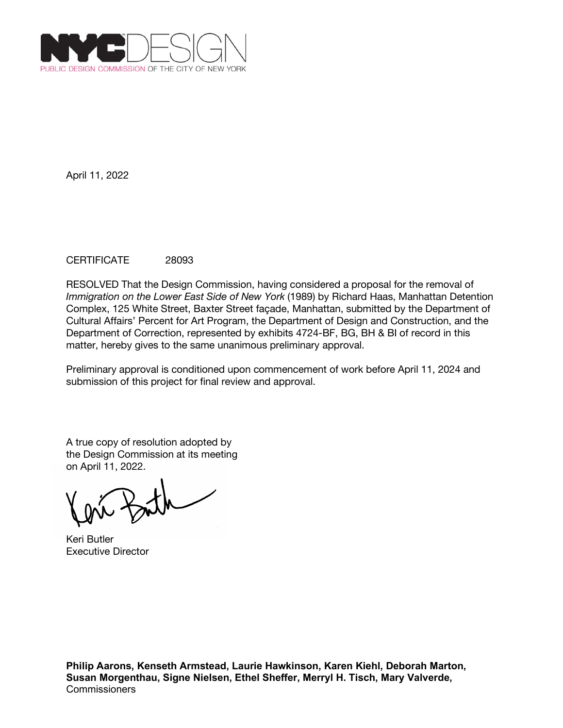NYCDESIGN
PUBLIC DESIGN COMMISSION OF THE CITY OF NEW YORK

April 11, 2022

CERTIFICATE 28093

RESOLVED That the Design Commission, having considered a proposal for the removal of *Immigration on the Lower East Side of New York* (1989) by Richard Haas, Manhattan Detention Complex, 125 White Street, Baxter Street façade, Manhattan, submitted by the Department of Cultural Affairs' Percent for Art Program, the Department of Design and Construction, and the Department of Correction, represented by exhibits 4724-BF, BG, BH & BI of record in this matter, hereby gives to the same unanimous preliminary approval.

Preliminary approval is conditioned upon commencement of work before April 11, 2024 and submission of this project for final review and approval.

A true copy of resolution adopted by the Design Commission at its meeting on April 11, 2022.

Keri Butler
Executive Director

**Philip Aarons, Kenseth Armstead, Laurie Hawkinson, Karen Kiehl, Deborah Marton, Susan Morgenthau, Signe Nielsen, Ethel Sheffer, Merryl H. Tisch, Mary Valverde,**
Commissioners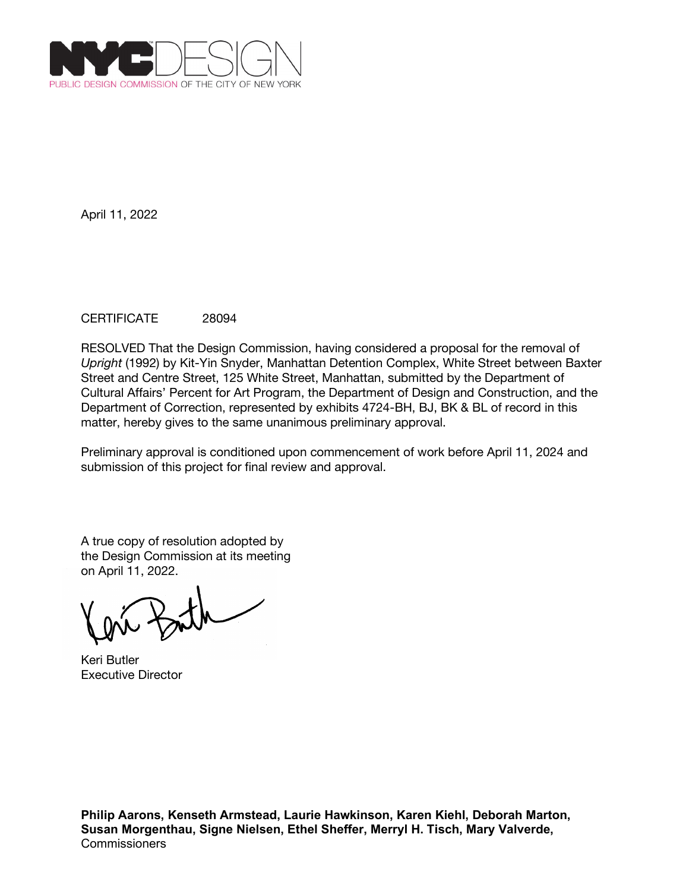NYCDESIGN
PUBLIC DESIGN COMMISSION OF THE CITY OF NEW YORK

April 11, 2022

CERTIFICATE 28094

RESOLVED That the Design Commission, having considered a proposal for the removal of *Upright* (1992) by Kit-Yin Snyder, Manhattan Detention Complex, White Street between Baxter Street and Centre Street, 125 White Street, Manhattan, submitted by the Department of Cultural Affairs' Percent for Art Program, the Department of Design and Construction, and the Department of Correction, represented by exhibits 4724-BH, BJ, BK & BL of record in this matter, hereby gives to the same unanimous preliminary approval.

Preliminary approval is conditioned upon commencement of work before April 11, 2024 and submission of this project for final review and approval.

A true copy of resolution adopted by
the Design Commission at its meeting
on April 11, 2022.

Keri Butler
Executive Director

**Philip Aarons, Kenseth Armstead, Laurie Hawkinson, Karen Kiehl, Deborah Marton, Susan Morgenthau, Signe Nielsen, Ethel Sheffer, Merryl H. Tisch, Mary Valverde,**
Commissioners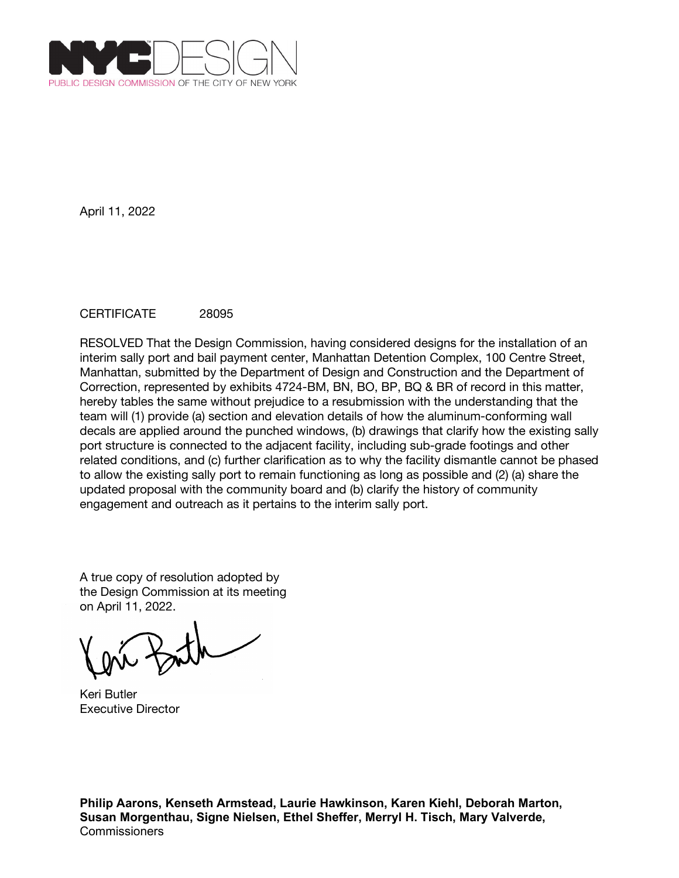NYCDESIGN
PUBLIC DESIGN COMMISSION OF THE CITY OF NEW YORK

April 11, 2022

CERTIFICATE 28095

RESOLVED That the Design Commission, having considered designs for the installation of an interim sally port and bail payment center, Manhattan Detention Complex, 100 Centre Street, Manhattan, submitted by the Department of Design and Construction and the Department of Correction, represented by exhibits 4724-BM, BN, BO, BP, BQ & BR of record in this matter, hereby tables the same without prejudice to a resubmission with the understanding that the team will (1) provide (a) section and elevation details of how the aluminum-conforming wall decals are applied around the punched windows, (b) drawings that clarify how the existing sally port structure is connected to the adjacent facility, including sub-grade footings and other related conditions, and (c) further clarification as to why the facility dismantle cannot be phased to allow the existing sally port to remain functioning as long as possible and (2) (a) share the updated proposal with the community board and (b) clarify the history of community engagement and outreach as it pertains to the interim sally port.

A true copy of resolution adopted by the Design Commission at its meeting on April 11, 2022.

Keri Butler
Executive Director

**Philip Aarons, Kenseth Armstead, Laurie Hawkinson, Karen Kiehl, Deborah Marton, Susan Morgenthau, Signe Nielsen, Ethel Sheffer, Merryl H. Tisch, Mary Valverde,**
Commissioners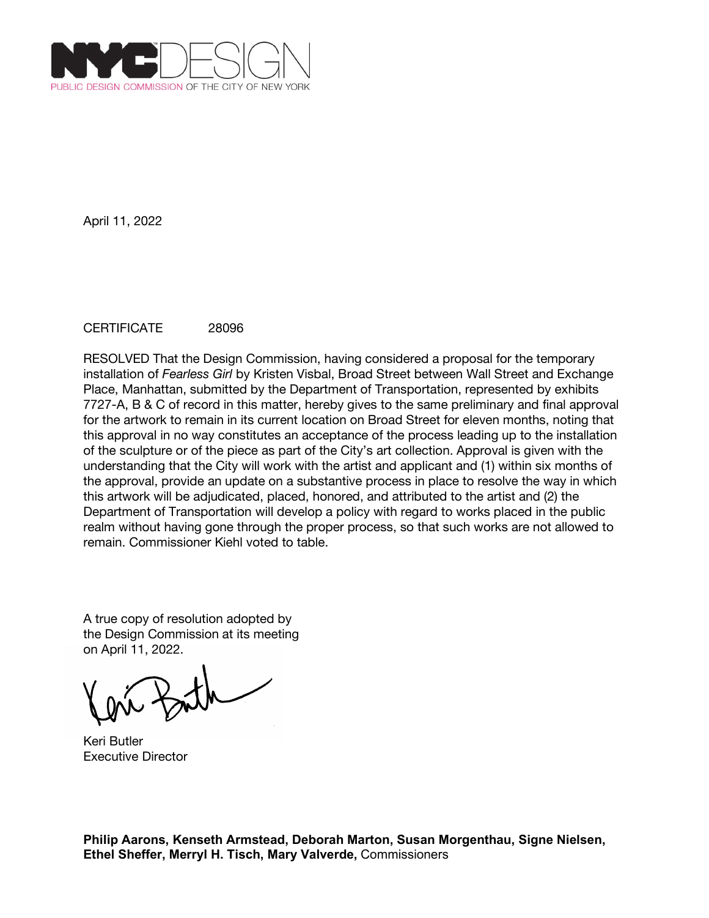NYCDESIGN
PUBLIC DESIGN COMMISSION OF THE CITY OF NEW YORK

April 11, 2022

CERTIFICATE 28096

RESOLVED That the Design Commission, having considered a proposal for the temporary installation of *Fearless Girl* by Kristen Visbal, Broad Street between Wall Street and Exchange Place, Manhattan, submitted by the Department of Transportation, represented by exhibits 7727-A, B & C of record in this matter, hereby gives to the same preliminary and final approval for the artwork to remain in its current location on Broad Street for eleven months, noting that this approval in no way constitutes an acceptance of the process leading up to the installation of the sculpture or of the piece as part of the City's art collection. Approval is given with the understanding that the City will work with the artist and applicant and (1) within six months of the approval, provide an update on a substantive process in place to resolve the way in which this artwork will be adjudicated, placed, honored, and attributed to the artist and (2) the Department of Transportation will develop a policy with regard to works placed in the public realm without having gone through the proper process, so that such works are not allowed to remain. Commissioner Kiehl voted to table.

A true copy of resolution adopted by the Design Commission at its meeting on April 11, 2022.

Keri Butler
Executive Director

**Philip Aarons, Kenseth Armstead, Deborah Marton, Susan Morgenthau, Signe Nielsen, Ethel Sheffer, Merryl H. Tisch, Mary Valverde,** Commissioners